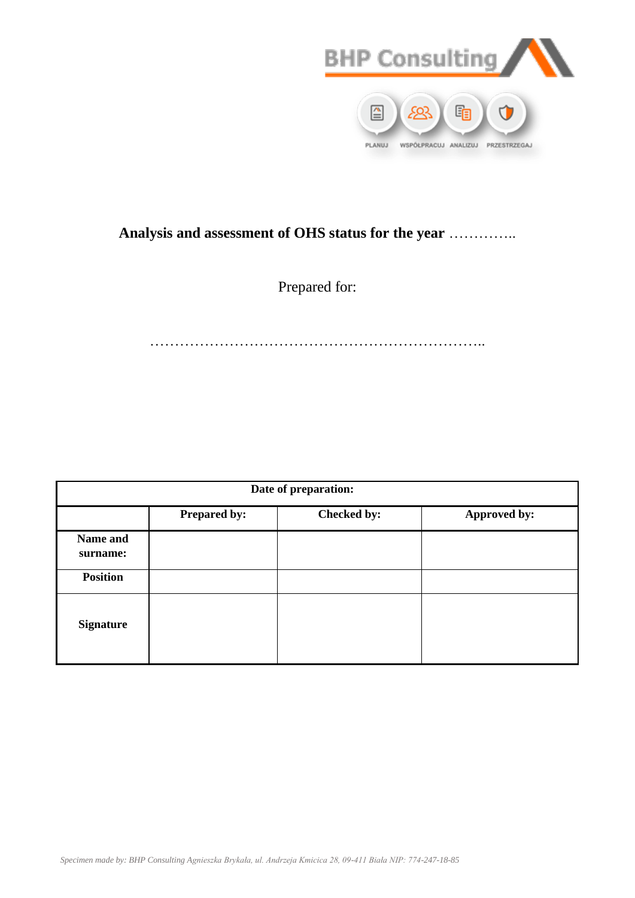BHP Consulting

PLANUJ WSPÓŁPRACUJ ANALIZUJ PRZESTRZEGAJ

# Analysis and assessment of OHS status for the year …………..

Prepared for:

……………………………………………………………..

| Date of preparation: | | | |
|---|---|---|---|
| | **Prepared by:** | **Checked by:** | **Approved by:** |
| **Name and surname:** | | | |
| **Position** | | | |
| **Signature** | | | |

*Specimen made by: BHP Consulting Agnieszka Brykała, ul. Andrzeja Kmicica 28, 09-411 Biała NIP: 774-247-18-85*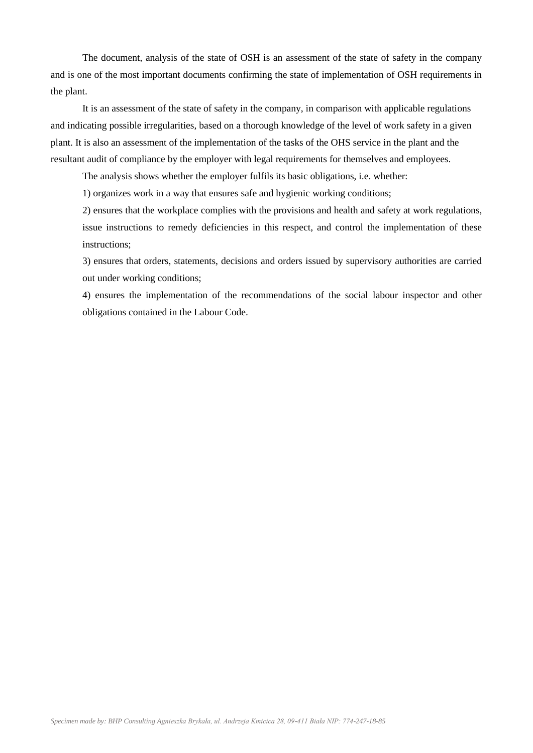The document, analysis of the state of OSH is an assessment of the state of safety in the company and is one of the most important documents confirming the state of implementation of OSH requirements in the plant.

It is an assessment of the state of safety in the company, in comparison with applicable regulations and indicating possible irregularities, based on a thorough knowledge of the level of work safety in a given plant. It is also an assessment of the implementation of the tasks of the OHS service in the plant and the resultant audit of compliance by the employer with legal requirements for themselves and employees.

The analysis shows whether the employer fulfils its basic obligations, i.e. whether:

1) organizes work in a way that ensures safe and hygienic working conditions;

2) ensures that the workplace complies with the provisions and health and safety at work regulations, issue instructions to remedy deficiencies in this respect, and control the implementation of these instructions;

3) ensures that orders, statements, decisions and orders issued by supervisory authorities are carried out under working conditions;

4) ensures the implementation of the recommendations of the social labour inspector and other obligations contained in the Labour Code.

*Specimen made by: BHP Consulting Agnieszka Brykała, ul. Andrzeja Kmicica 28, 09-411 Biała NIP: 774-247-18-85*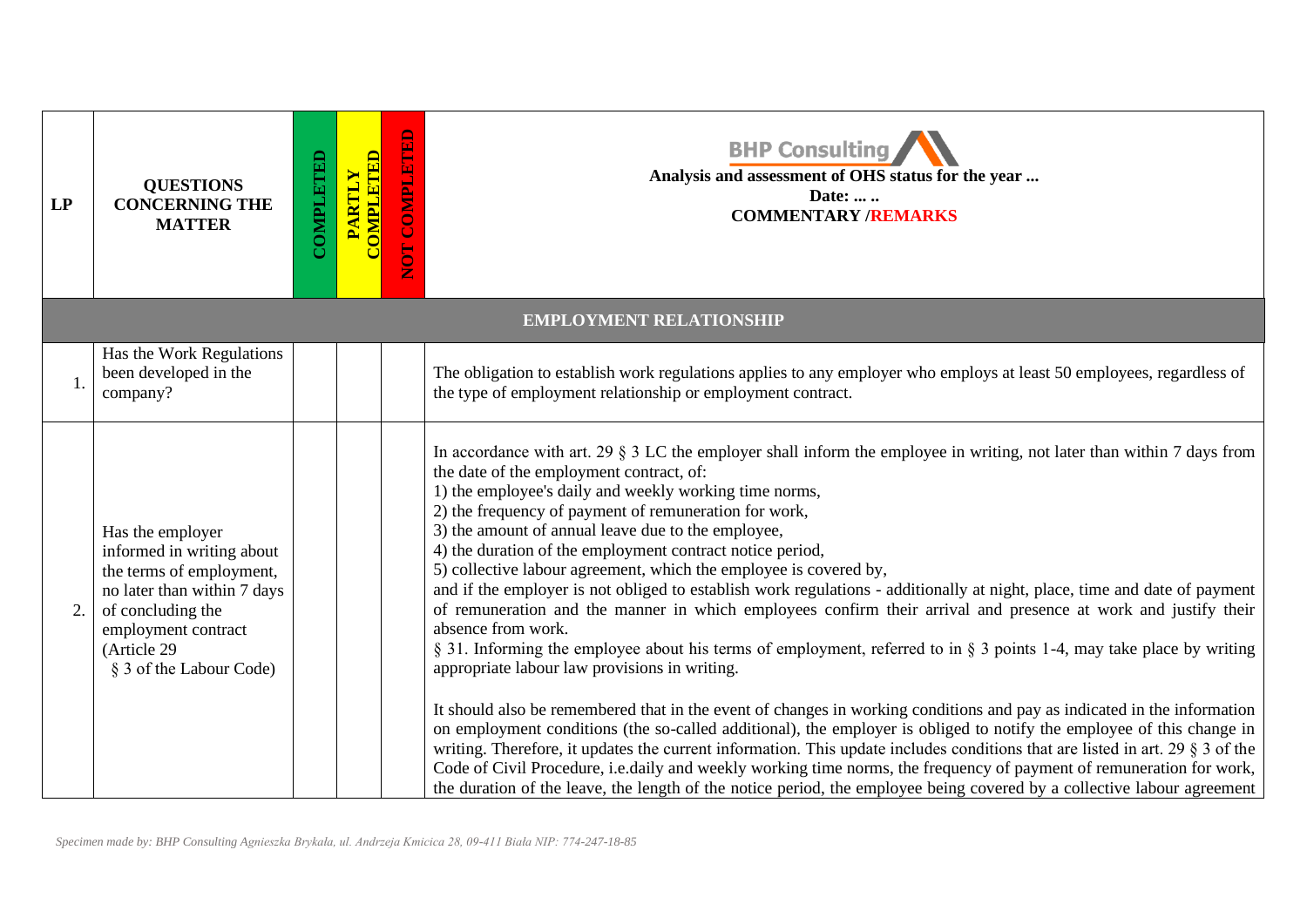| LP | QUESTIONS CONCERNING THE MATTER | COMPLETED | PARTLY COMPLETED | NOT COMPLETED | BHP Consulting<br>**Analysis and assessment of OHS status for the year ...**<br>**Date: ... ..**<br>**COMMENTARY /REMARKS** |
|---|---|---|---|---|---|
| **EMPLOYMENT RELATIONSHIP** | | | | | |
| 1. | Has the Work Regulations been developed in the company? | | | | The obligation to establish work regulations applies to any employer who employs at least 50 employees, regardless of the type of employment relationship or employment contract. |
| 2. | Has the employer informed in writing about the terms of employment, no later than within 7 days of concluding the employment contract (Article 29 § 3 of the Labour Code) | | | | In accordance with art. 29 § 3 LC the employer shall inform the employee in writing, not later than within 7 days from the date of the employment contract, of:<br>1) the employee's daily and weekly working time norms,<br>2) the frequency of payment of remuneration for work,<br>3) the amount of annual leave due to the employee,<br>4) the duration of the employment contract notice period,<br>5) collective labour agreement, which the employee is covered by,<br>and if the employer is not obliged to establish work regulations - additionally at night, place, time and date of payment of remuneration and the manner in which employees confirm their arrival and presence at work and justify their absence from work.<br>§ 31. Informing the employee about his terms of employment, referred to in § 3 points 1-4, may take place by writing appropriate labour law provisions in writing.<br><br>It should also be remembered that in the event of changes in working conditions and pay as indicated in the information on employment conditions (the so-called additional), the employer is obliged to notify the employee of this change in writing. Therefore, it updates the current information. This update includes conditions that are listed in art. 29 § 3 of the Code of Civil Procedure, i.e.daily and weekly working time norms, the frequency of payment of remuneration for work, the duration of the leave, the length of the notice period, the employee being covered by a collective labour agreement |

*Specimen made by: BHP Consulting Agnieszka Brykała, ul. Andrzeja Kmicica 28, 09-411 Biała NIP: 774-247-18-85*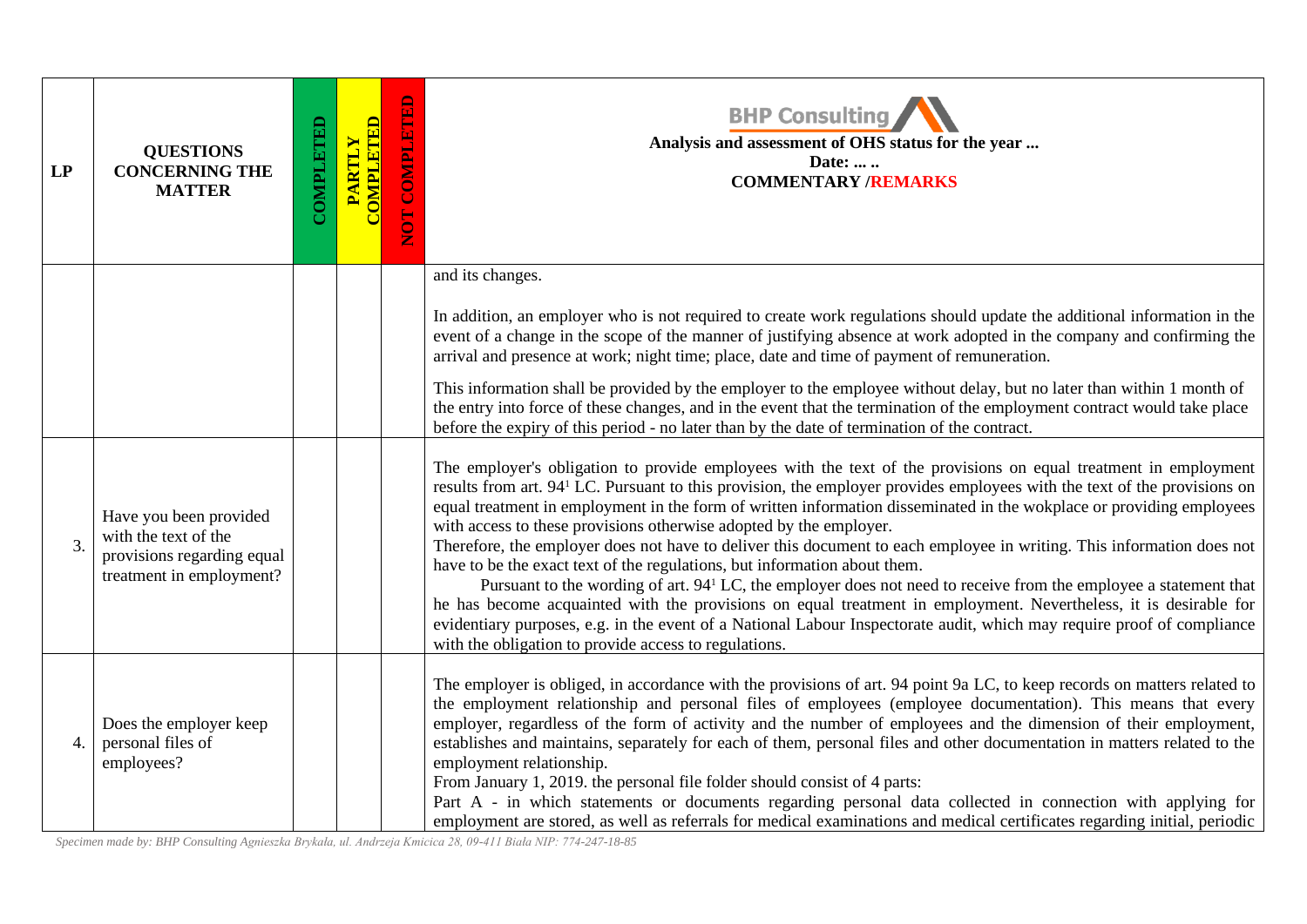| LP | QUESTIONS CONCERNING THE MATTER | COMPLETED | PARTLY COMPLETED | NOT COMPLETED | Analysis and assessment of OHS status for the year ... Date: ... .. COMMENTARY /REMARKS |
|---|---|---|---|---|---|
| | | | | | and its changes. In addition, an employer who is not required to create work regulations should update the additional information in the event of a change in the scope of the manner of justifying absence at work adopted in the company and confirming the arrival and presence at work; night time; place, date and time of payment of remuneration. This information shall be provided by the employer to the employee without delay, but no later than within 1 month of the entry into force of these changes, and in the event that the termination of the employment contract would take place before the expiry of this period - no later than by the date of termination of the contract. |
| 3. | Have you been provided with the text of the provisions regarding equal treatment in employment? | | | | The employer's obligation to provide employees with the text of the provisions on equal treatment in employment results from art. 94[1] LC. Pursuant to this provision, the employer provides employees with the text of the provisions on equal treatment in employment in the form of written information disseminated in the wokplace or providing employees with access to these provisions otherwise adopted by the employer. Therefore, the employer does not have to deliver this document to each employee in writing. This information does not have to be the exact text of the regulations, but information about them. Pursuant to the wording of art. 94[1] LC, the employer does not need to receive from the employee a statement that he has become acquainted with the provisions on equal treatment in employment. Nevertheless, it is desirable for evidentiary purposes, e.g. in the event of a National Labour Inspectorate audit, which may require proof of compliance with the obligation to provide access to regulations. |
| 4. | Does the employer keep personal files of employees? | | | | The employer is obliged, in accordance with the provisions of art. 94 point 9a LC, to keep records on matters related to the employment relationship and personal files of employees (employee documentation). This means that every employer, regardless of the form of activity and the number of employees and the dimension of their employment, establishes and maintains, separately for each of them, personal files and other documentation in matters related to the employment relationship. From January 1, 2019. the personal file folder should consist of 4 parts: Part A - in which statements or documents regarding personal data collected in connection with applying for employment are stored, as well as referrals for medical examinations and medical certificates regarding initial, periodic |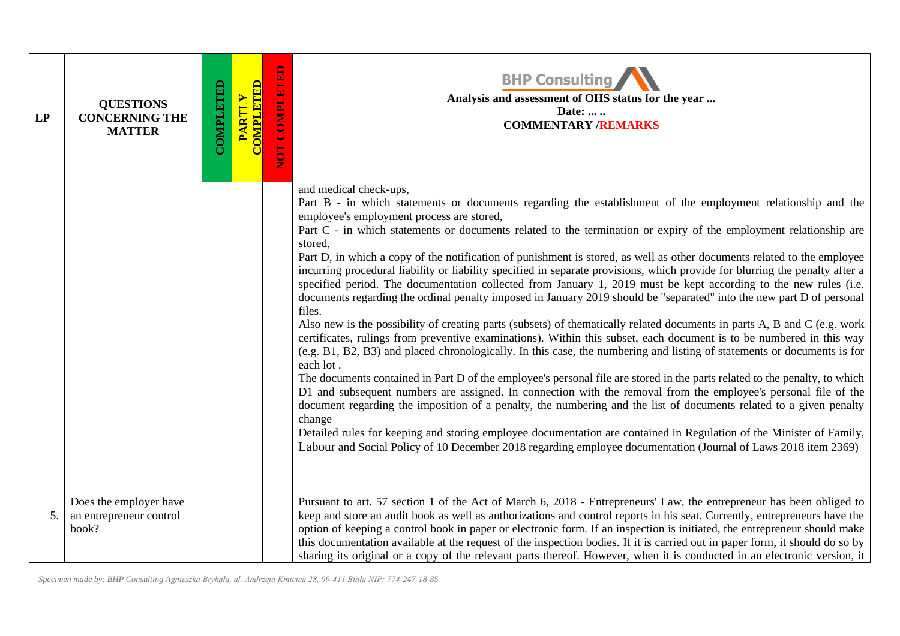| LP | QUESTIONS CONCERNING THE MATTER | COMPLETED | PARTLY COMPLETED | NOT COMPLETED | BHP Consulting<br>**Analysis and assessment of OHS status for the year ...**<br>**Date: ... ..**<br>**COMMENTARY /REMARKS** |
|---|---|---|---|---|---|
| | | | | | and medical check-ups,<br>Part B - in which statements or documents regarding the establishment of the employment relationship and the employee's employment process are stored,<br>Part C - in which statements or documents related to the termination or expiry of the employment relationship are stored,<br>Part D, in which a copy of the notification of punishment is stored, as well as other documents related to the employee incurring procedural liability or liability specified in separate provisions, which provide for blurring the penalty after a specified period. The documentation collected from January 1, 2019 must be kept according to the new rules (i.e. documents regarding the ordinal penalty imposed in January 2019 should be "separated" into the new part D of personal files.<br>Also new is the possibility of creating parts (subsets) of thematically related documents in parts A, B and C (e.g. work certificates, rulings from preventive examinations). Within this subset, each document is to be numbered in this way (e.g. B1, B2, B3) and placed chronologically. In this case, the numbering and listing of statements or documents is for each lot .<br>The documents contained in Part D of the employee's personal file are stored in the parts related to the penalty, to which D1 and subsequent numbers are assigned. In connection with the removal from the employee's personal file of the document regarding the imposition of a penalty, the numbering and the list of documents related to a given penalty change<br>Detailed rules for keeping and storing employee documentation are contained in Regulation of the Minister of Family, Labour and Social Policy of 10 December 2018 regarding employee documentation (Journal of Laws 2018 item 2369) |
| 5. | Does the employer have an entrepreneur control book? | | | | Pursuant to art. 57 section 1 of the Act of March 6, 2018 - Entrepreneurs' Law, the entrepreneur has been obliged to keep and store an audit book as well as authorizations and control reports in his seat. Currently, entrepreneurs have the option of keeping a control book in paper or electronic form. If an inspection is initiated, the entrepreneur should make this documentation available at the request of the inspection bodies. If it is carried out in paper form, it should do so by sharing its original or a copy of the relevant parts thereof. However, when it is conducted in an electronic version, it |

*Specimen made by: BHP Consulting Agnieszka Brykała, ul. Andrzeja Kmicica 28, 09-411 Biała NIP: 774-247-18-85*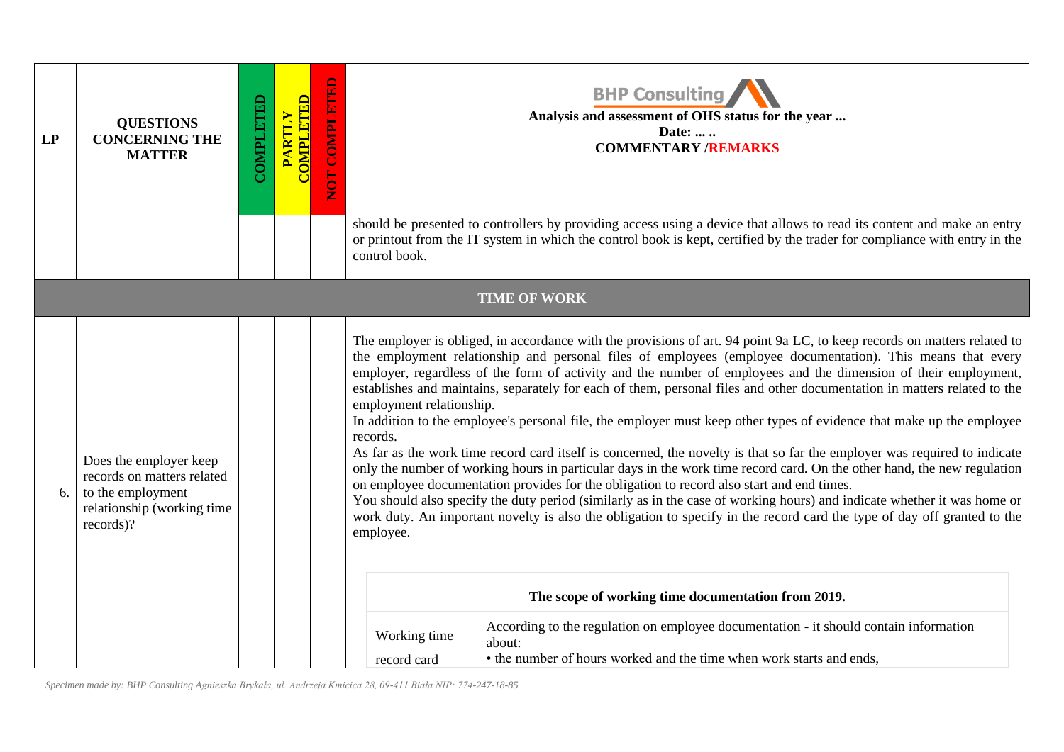| LP | QUESTIONS CONCERNING THE MATTER | COMPLETED | PARTLY COMPLETED | NOT COMPLETED | Analysis and assessment of OHS status for the year ... Date: ... .. COMMENTARY /REMARKS |
|---|---|---|---|---|---|
| | | | | | should be presented to controllers by providing access using a device that allows to read its content and make an entry or printout from the IT system in which the control book is kept, certified by the trader for compliance with entry in the control book. |
| **TIME OF WORK** | | | | | |
| 6. | Does the employer keep records on matters related to the employment relationship (working time records)? | | | | The employer is obliged, in accordance with the provisions of art. 94 point 9a LC, to keep records on matters related to the employment relationship and personal files of employees (employee documentation). This means that every employer, regardless of the form of activity and the number of employees and the dimension of their employment, establishes and maintains, separately for each of them, personal files and other documentation in matters related to the employment relationship.<br>In addition to the employee's personal file, the employer must keep other types of evidence that make up the employee records.<br>As far as the work time record card itself is concerned, the novelty is that so far the employer was required to indicate only the number of working hours in particular days in the work time record card. On the other hand, the new regulation on employee documentation provides for the obligation to record also start and end times.<br>You should also specify the duty period (similarly as in the case of working hours) and indicate whether it was home or work duty. An important novelty is also the obligation to specify in the record card the type of day off granted to the employee. |

**The scope of working time documentation from 2019.**

| | |
|---|---|
| Working time record card | According to the regulation on employee documentation - it should contain information about:<br>• the number of hours worked and the time when work starts and ends, |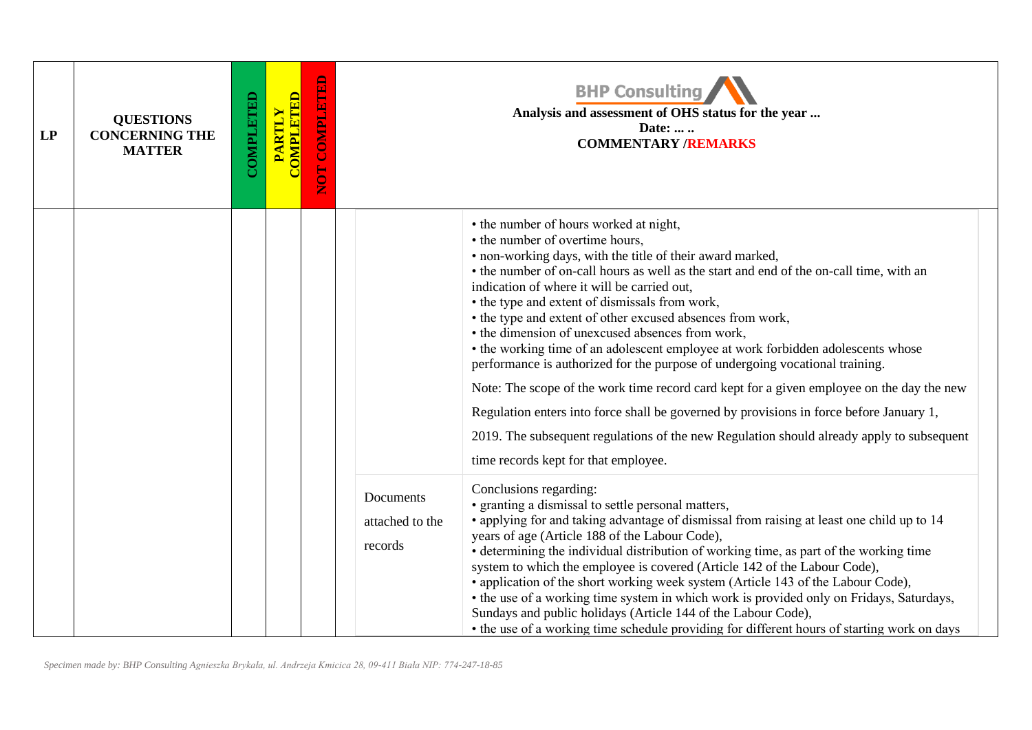| LP | QUESTIONS CONCERNING THE MATTER | COMPLETED | PARTLY COMPLETED | NOT COMPLETED | **BHP Consulting** **Analysis and assessment of OHS status for the year ...** **Date: ... ..** **COMMENTARY /REMARKS** | |
|---|---|---|---|---|---|---|
| | | | | | | • the number of hours worked at night,<br>• the number of overtime hours,<br>• non-working days, with the title of their award marked,<br>• the number of on-call hours as well as the start and end of the on-call time, with an indication of where it will be carried out,<br>• the type and extent of dismissals from work,<br>• the type and extent of other excused absences from work,<br>• the dimension of unexcused absences from work,<br>• the working time of an adolescent employee at work forbidden adolescents whose performance is authorized for the purpose of undergoing vocational training.<br><br>Note: The scope of the work time record card kept for a given employee on the day the new Regulation enters into force shall be governed by provisions in force before January 1, 2019. The subsequent regulations of the new Regulation should already apply to subsequent time records kept for that employee. |
| | | | | | Documents attached to the records | Conclusions regarding:<br>• granting a dismissal to settle personal matters,<br>• applying for and taking advantage of dismissal from raising at least one child up to 14 years of age (Article 188 of the Labour Code),<br>• determining the individual distribution of working time, as part of the working time system to which the employee is covered (Article 142 of the Labour Code),<br>• application of the short working week system (Article 143 of the Labour Code),<br>• the use of a working time system in which work is provided only on Fridays, Saturdays, Sundays and public holidays (Article 144 of the Labour Code),<br>• the use of a working time schedule providing for different hours of starting work on days |

*Specimen made by: BHP Consulting Agnieszka Brykała, ul. Andrzeja Kmicica 28, 09-411 Biała NIP: 774-247-18-85*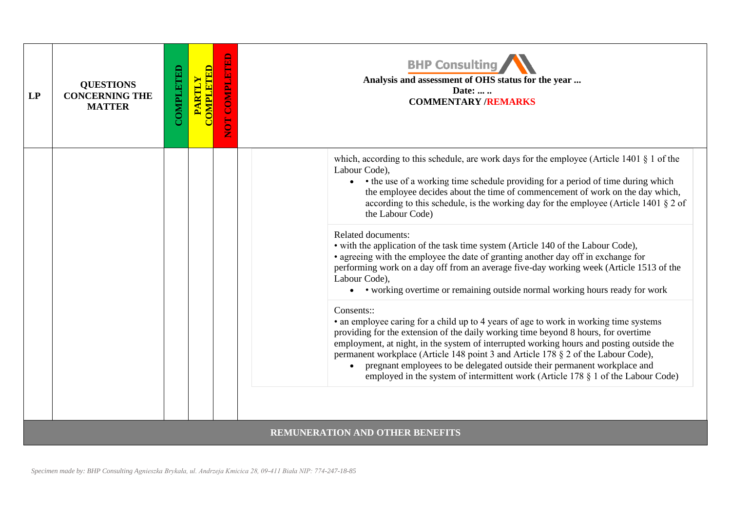| LP | QUESTIONS CONCERNING THE MATTER | COMPLETED | PARTLY COMPLETED | NOT COMPLETED | BHP Consulting<br>**Analysis and assessment of OHS status for the year ...**<br>**Date: ... ..**<br>**COMMENTARY /REMARKS** |
|---|---|---|---|---|---|
| | | | | | which, according to this schedule, are work days for the employee (Article 1401 § 1 of the Labour Code),<br>• • the use of a working time schedule providing for a period of time during which the employee decides about the time of commencement of work on the day which, according to this schedule, is the working day for the employee (Article 1401 § 2 of the Labour Code)<br><br>Related documents:<br>• with the application of the task time system (Article 140 of the Labour Code),<br>• agreeing with the employee the date of granting another day off in exchange for performing work on a day off from an average five-day working week (Article 1513 of the Labour Code),<br>• • working overtime or remaining outside normal working hours ready for work<br><br>Consents::<br>• an employee caring for a child up to 4 years of age to work in working time systems providing for the extension of the daily working time beyond 8 hours, for overtime employment, at night, in the system of interrupted working hours and posting outside the permanent workplace (Article 148 point 3 and Article 178 § 2 of the Labour Code),<br>• pregnant employees to be delegated outside their permanent workplace and employed in the system of intermittent work (Article 178 § 1 of the Labour Code) |
| **REMUNERATION AND OTHER BENEFITS** | | | | | |

*Specimen made by: BHP Consulting Agnieszka Brykała, ul. Andrzeja Kmicica 28, 09-411 Biała NIP: 774-247-18-85*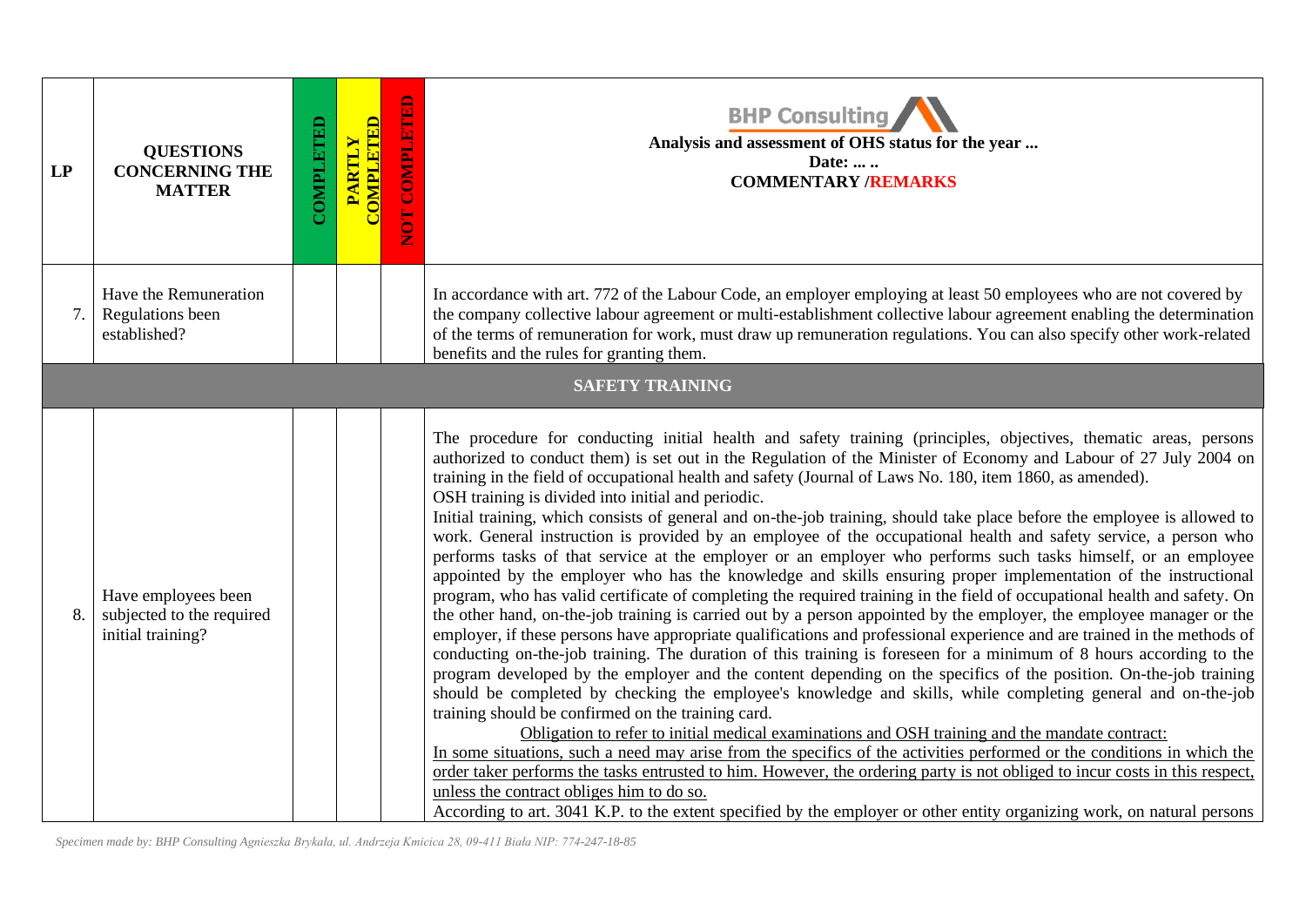| LP | QUESTIONS CONCERNING THE MATTER | COMPLETED | PARTLY COMPLETED | NOT COMPLETED | **BHP Consulting** **Analysis and assessment of OHS status for the year ...** **Date: ... ..** **COMMENTARY /REMARKS** |
|---|---|---|---|---|---|
| 7. | Have the Remuneration Regulations been established? | | | | In accordance with art. 772 of the Labour Code, an employer employing at least 50 employees who are not covered by the company collective labour agreement or multi-establishment collective labour agreement enabling the determination of the terms of remuneration for work, must draw up remuneration regulations. You can also specify other work-related benefits and the rules for granting them. |
| **SAFETY TRAINING** | | | | | |
| 8. | Have employees been subjected to the required initial training? | | | | The procedure for conducting initial health and safety training (principles, objectives, thematic areas, persons authorized to conduct them) is set out in the Regulation of the Minister of Economy and Labour of 27 July 2004 on training in the field of occupational health and safety (Journal of Laws No. 180, item 1860, as amended).<br>OSH training is divided into initial and periodic.<br>Initial training, which consists of general and on-the-job training, should take place before the employee is allowed to work. General instruction is provided by an employee of the occupational health and safety service, a person who performs tasks of that service at the employer or an employer who performs such tasks himself, or an employee appointed by the employer who has the knowledge and skills ensuring proper implementation of the instructional program, who has valid certificate of completing the required training in the field of occupational health and safety. On the other hand, on-the-job training is carried out by a person appointed by the employer, the employee manager or the employer, if these persons have appropriate qualifications and professional experience and are trained in the methods of conducting on-the-job training. The duration of this training is foreseen for a minimum of 8 hours according to the program developed by the employer and the content depending on the specifics of the position. On-the-job training should be completed by checking the employee's knowledge and skills, while completing general and on-the-job training should be confirmed on the training card.<br>Obligation to refer to initial medical examinations and OSH training and the mandate contract:<br>In some situations, such a need may arise from the specifics of the activities performed or the conditions in which the order taker performs the tasks entrusted to him. However, the ordering party is not obliged to incur costs in this respect, unless the contract obliges him to do so.<br>According to art. 3041 K.P. to the extent specified by the employer or other entity organizing work, on natural persons |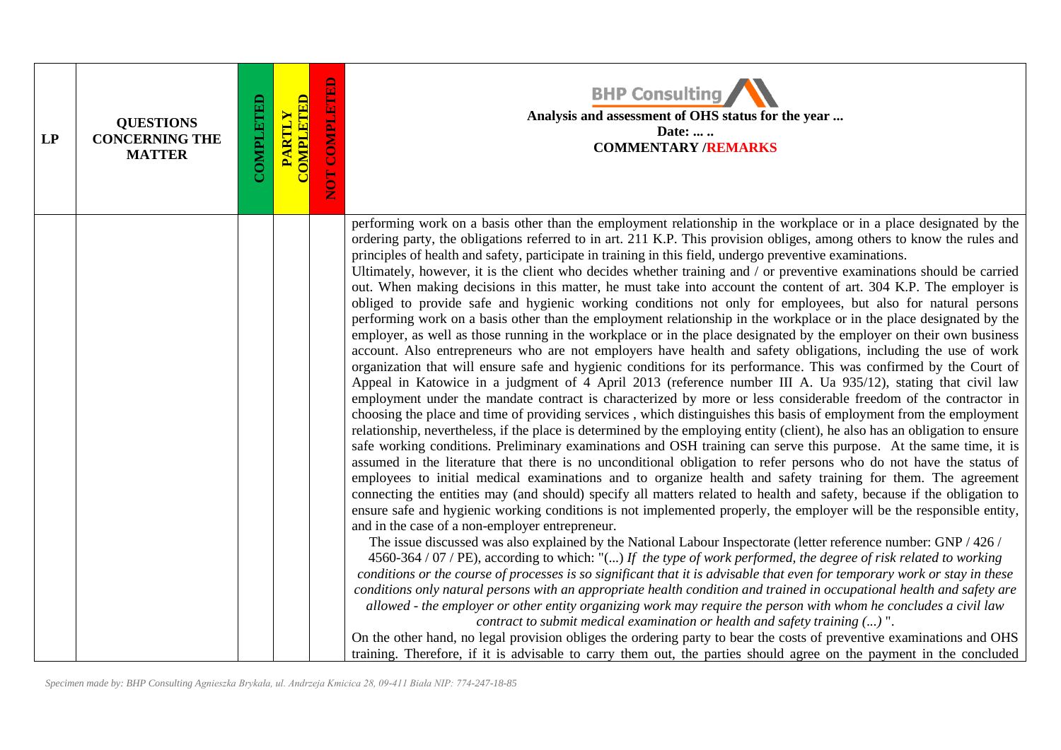| LP | QUESTIONS CONCERNING THE MATTER | COMPLETED | PARTLY COMPLETED | NOT COMPLETED | Analysis and assessment of OHS status for the year ... Date: ... .. COMMENTARY /REMARKS |
|---|---|---|---|---|---|
| | | | | | performing work on a basis other than the employment relationship in the workplace or in a place designated by the ordering party, the obligations referred to in art. 211 K.P. This provision obliges, among others to know the rules and principles of health and safety, participate in training in this field, undergo preventive examinations.<br>Ultimately, however, it is the client who decides whether training and / or preventive examinations should be carried out. When making decisions in this matter, he must take into account the content of art. 304 K.P. The employer is obliged to provide safe and hygienic working conditions not only for employees, but also for natural persons performing work on a basis other than the employment relationship in the workplace or in the place designated by the employer, as well as those running in the workplace or in the place designated by the employer on their own business account. Also entrepreneurs who are not employers have health and safety obligations, including the use of work organization that will ensure safe and hygienic conditions for its performance. This was confirmed by the Court of Appeal in Katowice in a judgment of 4 April 2013 (reference number III A. Ua 935/12), stating that civil law employment under the mandate contract is characterized by more or less considerable freedom of the contractor in choosing the place and time of providing services , which distinguishes this basis of employment from the employment relationship, nevertheless, if the place is determined by the employing entity (client), he also has an obligation to ensure safe working conditions. Preliminary examinations and OSH training can serve this purpose. At the same time, it is assumed in the literature that there is no unconditional obligation to refer persons who do not have the status of employees to initial medical examinations and to organize health and safety training for them. The agreement connecting the entities may (and should) specify all matters related to health and safety, because if the obligation to ensure safe and hygienic working conditions is not implemented properly, the employer will be the responsible entity, and in the case of a non-employer entrepreneur.<br>The issue discussed was also explained by the National Labour Inspectorate (letter reference number: GNP / 426 / 4560-364 / 07 / PE), according to which: "(...) *If the type of work performed, the degree of risk related to working conditions or the course of processes is so significant that it is advisable that even for temporary work or stay in these conditions only natural persons with an appropriate health condition and trained in occupational health and safety are allowed - the employer or other entity organizing work may require the person with whom he concludes a civil law contract to submit medical examination or health and safety training (...)* ".<br>On the other hand, no legal provision obliges the ordering party to bear the costs of preventive examinations and OHS training. Therefore, if it is advisable to carry them out, the parties should agree on the payment in the concluded |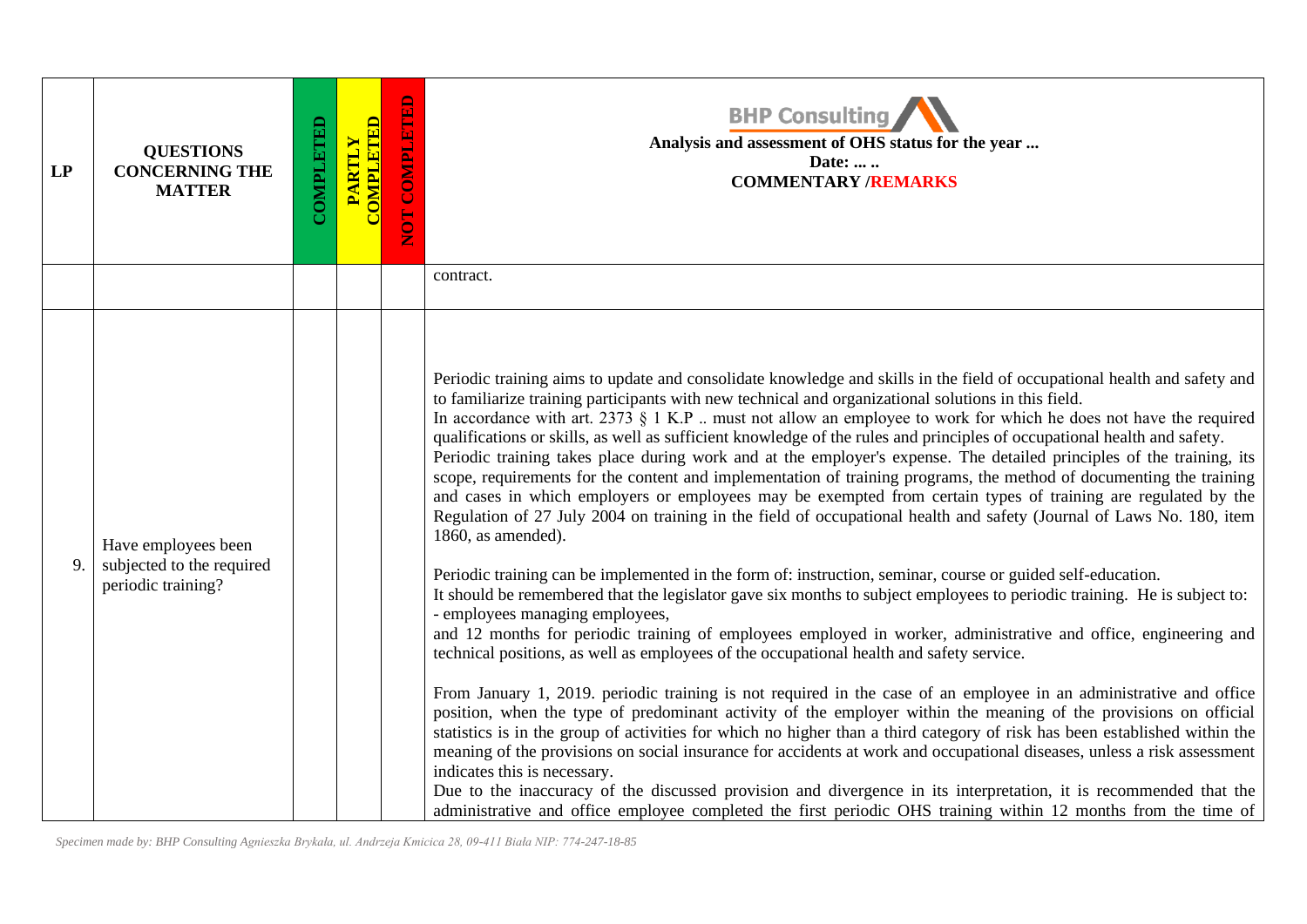| LP | QUESTIONS CONCERNING THE MATTER | COMPLETED | PARTLY COMPLETED | NOT COMPLETED | **BHP Consulting**<br>**Analysis and assessment of OHS status for the year ...**<br>**Date: ... ..**<br>**COMMENTARY /REMARKS** |
|---|---|---|---|---|---|
| | | | | | contract. |
| 9. | Have employees been subjected to the required periodic training? | | | | Periodic training aims to update and consolidate knowledge and skills in the field of occupational health and safety and to familiarize training participants with new technical and organizational solutions in this field.<br>In accordance with art. 2373 § 1 K.P .. must not allow an employee to work for which he does not have the required qualifications or skills, as well as sufficient knowledge of the rules and principles of occupational health and safety.<br>Periodic training takes place during work and at the employer's expense. The detailed principles of the training, its scope, requirements for the content and implementation of training programs, the method of documenting the training and cases in which employers or employees may be exempted from certain types of training are regulated by the Regulation of 27 July 2004 on training in the field of occupational health and safety (Journal of Laws No. 180, item 1860, as amended).<br><br>Periodic training can be implemented in the form of: instruction, seminar, course or guided self-education.<br>It should be remembered that the legislator gave six months to subject employees to periodic training. He is subject to:<br>- employees managing employees,<br>and 12 months for periodic training of employees employed in worker, administrative and office, engineering and technical positions, as well as employees of the occupational health and safety service.<br><br>From January 1, 2019. periodic training is not required in the case of an employee in an administrative and office position, when the type of predominant activity of the employer within the meaning of the provisions on official statistics is in the group of activities for which no higher than a third category of risk has been established within the meaning of the provisions on social insurance for accidents at work and occupational diseases, unless a risk assessment indicates this is necessary.<br>Due to the inaccuracy of the discussed provision and divergence in its interpretation, it is recommended that the administrative and office employee completed the first periodic OHS training within 12 months from the time of |

*Specimen made by: BHP Consulting Agnieszka Brykała, ul. Andrzeja Kmicica 28, 09-411 Biała NIP: 774-247-18-85*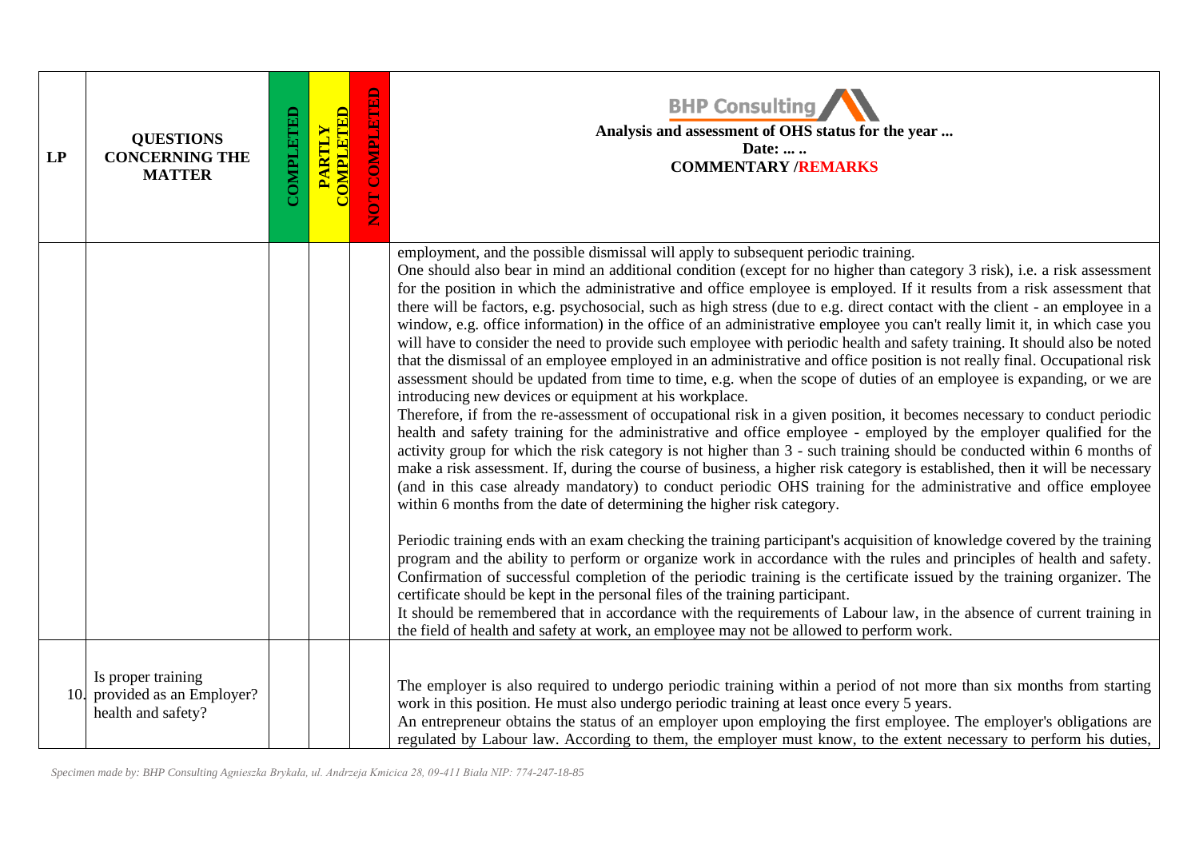| LP | QUESTIONS CONCERNING THE MATTER | COMPLETED | PARTLY COMPLETED | NOT COMPLETED | BHP Consulting<br>Analysis and assessment of OHS status for the year ...<br>Date: ... ..<br>COMMENTARY /REMARKS |
|---|---|---|---|---|---|
| | | | | | employment, and the possible dismissal will apply to subsequent periodic training.<br>One should also bear in mind an additional condition (except for no higher than category 3 risk), i.e. a risk assessment for the position in which the administrative and office employee is employed. If it results from a risk assessment that there will be factors, e.g. psychosocial, such as high stress (due to e.g. direct contact with the client - an employee in a window, e.g. office information) in the office of an administrative employee you can't really limit it, in which case you will have to consider the need to provide such employee with periodic health and safety training. It should also be noted that the dismissal of an employee employed in an administrative and office position is not really final. Occupational risk assessment should be updated from time to time, e.g. when the scope of duties of an employee is expanding, or we are introducing new devices or equipment at his workplace.<br>Therefore, if from the re-assessment of occupational risk in a given position, it becomes necessary to conduct periodic health and safety training for the administrative and office employee - employed by the employer qualified for the activity group for which the risk category is not higher than 3 - such training should be conducted within 6 months of make a risk assessment. If, during the course of business, a higher risk category is established, then it will be necessary (and in this case already mandatory) to conduct periodic OHS training for the administrative and office employee within 6 months from the date of determining the higher risk category.<br><br>Periodic training ends with an exam checking the training participant's acquisition of knowledge covered by the training program and the ability to perform or organize work in accordance with the rules and principles of health and safety. Confirmation of successful completion of the periodic training is the certificate issued by the training organizer. The certificate should be kept in the personal files of the training participant.<br>It should be remembered that in accordance with the requirements of Labour law, in the absence of current training in the field of health and safety at work, an employee may not be allowed to perform work. |
| 10. | Is proper training provided as an Employer? health and safety? | | | | The employer is also required to undergo periodic training within a period of not more than six months from starting work in this position. He must also undergo periodic training at least once every 5 years.<br>An entrepreneur obtains the status of an employer upon employing the first employee. The employer's obligations are regulated by Labour law. According to them, the employer must know, to the extent necessary to perform his duties, |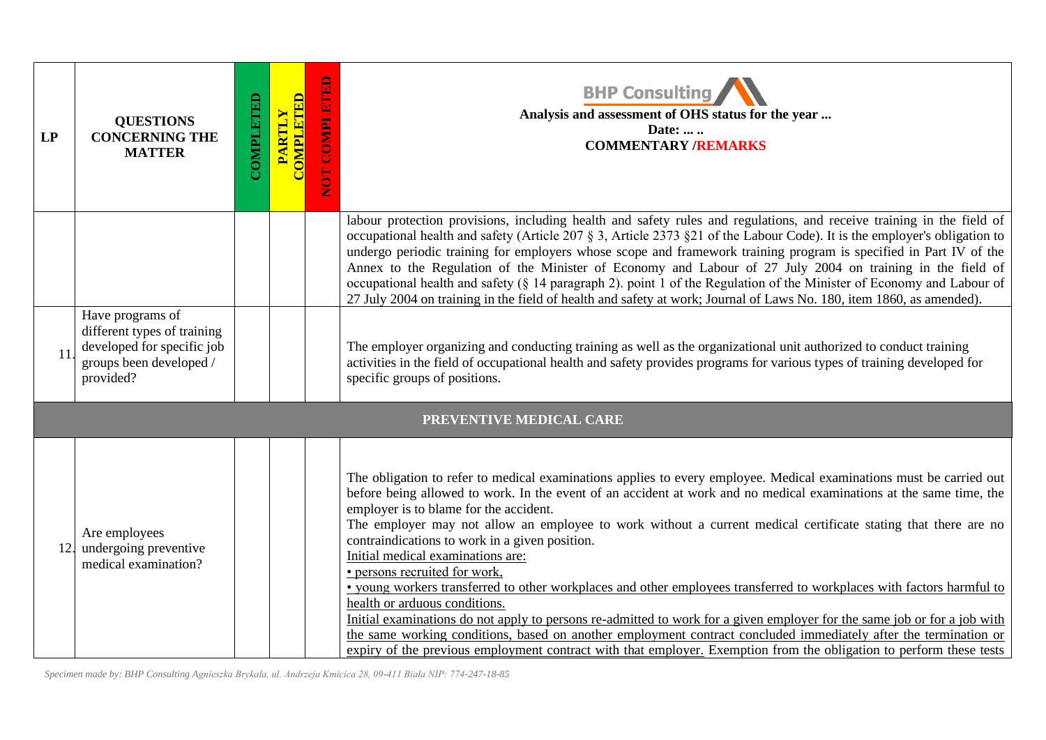| LP | QUESTIONS CONCERNING THE MATTER | COMPLETED | PARTLY COMPLETED | NOT COMPLETED | BHP Consulting<br>**Analysis and assessment of OHS status for the year ...**<br>**Date: ... ..**<br>**COMMENTARY /REMARKS** |
|---|---|---|---|---|---|
| | | | | | labour protection provisions, including health and safety rules and regulations, and receive training in the field of occupational health and safety (Article 207 § 3, Article 2373 §21 of the Labour Code). It is the employer's obligation to undergo periodic training for employers whose scope and framework training program is specified in Part IV of the Annex to the Regulation of the Minister of Economy and Labour of 27 July 2004 on training in the field of occupational health and safety (§ 14 paragraph 2). point 1 of the Regulation of the Minister of Economy and Labour of 27 July 2004 on training in the field of health and safety at work; Journal of Laws No. 180, item 1860, as amended). |
| 11. | Have programs of different types of training developed for specific job groups been developed / provided? | | | | The employer organizing and conducting training as well as the organizational unit authorized to conduct training activities in the field of occupational health and safety provides programs for various types of training developed for specific groups of positions. |
| | **PREVENTIVE MEDICAL CARE** | | | | |
| 12. | Are employees undergoing preventive medical examination? | | | | The obligation to refer to medical examinations applies to every employee. Medical examinations must be carried out before being allowed to work. In the event of an accident at work and no medical examinations at the same time, the employer is to blame for the accident.<br>The employer may not allow an employee to work without a current medical certificate stating that there are no contraindications to work in a given position.<br>Initial medical examinations are:<br>• persons recruited for work,<br>• young workers transferred to other workplaces and other employees transferred to workplaces with factors harmful to health or arduous conditions.<br>Initial examinations do not apply to persons re-admitted to work for a given employer for the same job or for a job with the same working conditions, based on another employment contract concluded immediately after the termination or expiry of the previous employment contract with that employer. Exemption from the obligation to perform these tests |

*Specimen made by: BHP Consulting Agnieszka Brykała, ul. Andrzeja Kmicica 28, 09-411 Biała NIP: 774-247-18-85*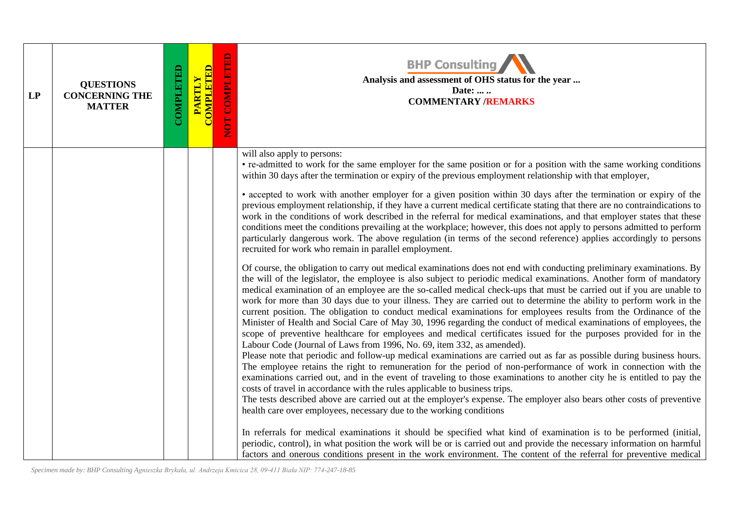| LP | QUESTIONS CONCERNING THE MATTER | COMPLETED | PARTLY COMPLETED | NOT COMPLETED | BHP Consulting<br>**Analysis and assessment of OHS status for the year ...**<br>**Date: ... ..**<br>**COMMENTARY /REMARKS** |
|---|---|---|---|---|---|
| | | | | | will also apply to persons:<br>• re-admitted to work for the same employer for the same position or for a position with the same working conditions within 30 days after the termination or expiry of the previous employment relationship with that employer,<br><br>• accepted to work with another employer for a given position within 30 days after the termination or expiry of the previous employment relationship, if they have a current medical certificate stating that there are no contraindications to work in the conditions of work described in the referral for medical examinations, and that employer states that these conditions meet the conditions prevailing at the workplace; however, this does not apply to persons admitted to perform particularly dangerous work. The above regulation (in terms of the second reference) applies accordingly to persons recruited for work who remain in parallel employment.<br><br>Of course, the obligation to carry out medical examinations does not end with conducting preliminary examinations. By the will of the legislator, the employee is also subject to periodic medical examinations. Another form of mandatory medical examination of an employee are the so-called medical check-ups that must be carried out if you are unable to work for more than 30 days due to your illness. They are carried out to determine the ability to perform work in the current position. The obligation to conduct medical examinations for employees results from the Ordinance of the Minister of Health and Social Care of May 30, 1996 regarding the conduct of medical examinations of employees, the scope of preventive healthcare for employees and medical certificates issued for the purposes provided for in the Labour Code (Journal of Laws from 1996, No. 69, item 332, as amended).<br>Please note that periodic and follow-up medical examinations are carried out as far as possible during business hours. The employee retains the right to remuneration for the period of non-performance of work in connection with the examinations carried out, and in the event of traveling to those examinations to another city he is entitled to pay the costs of travel in accordance with the rules applicable to business trips.<br>The tests described above are carried out at the employer's expense. The employer also bears other costs of preventive health care over employees, necessary due to the working conditions<br><br>In referrals for medical examinations it should be specified what kind of examination is to be performed (initial, periodic, control), in what position the work will be or is carried out and provide the necessary information on harmful factors and onerous conditions present in the work environment. The content of the referral for preventive medical |

*Specimen made by: BHP Consulting Agnieszka Brykała, ul. Andrzeja Kmicica 28, 09-411 Biała NIP: 774-247-18-85*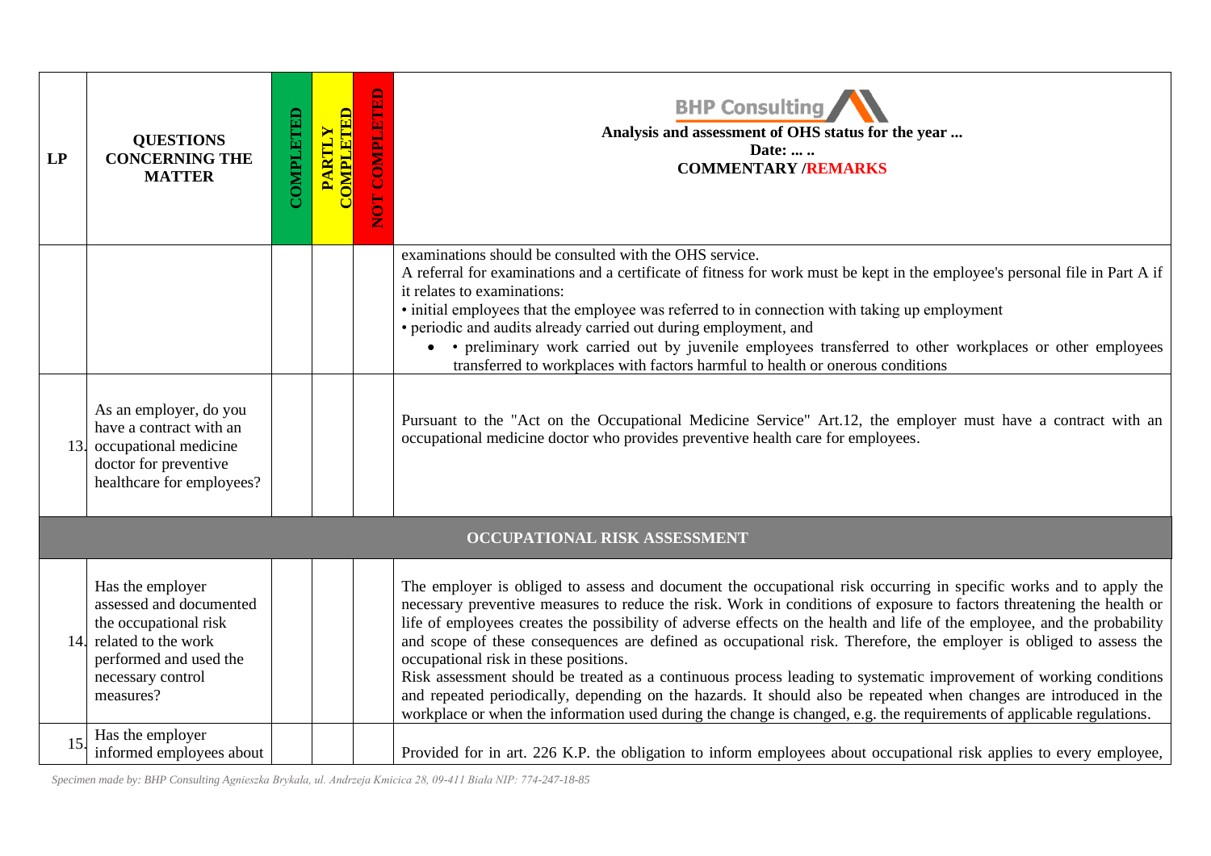| LP | QUESTIONS CONCERNING THE MATTER | COMPLETED | PARTLY COMPLETED | NOT COMPLETED | BHP Consulting<br>**Analysis and assessment of OHS status for the year ...**<br>**Date: ... ..**<br>**COMMENTARY /REMARKS** |
|---|---|---|---|---|---|
| | | | | | examinations should be consulted with the OHS service.<br>A referral for examinations and a certificate of fitness for work must be kept in the employee's personal file in Part A if it relates to examinations:<br>• initial employees that the employee was referred to in connection with taking up employment<br>• periodic and audits already carried out during employment, and<br>• • preliminary work carried out by juvenile employees transferred to other workplaces or other employees transferred to workplaces with factors harmful to health or onerous conditions |
| 13. | As an employer, do you have a contract with an occupational medicine doctor for preventive healthcare for employees? | | | | Pursuant to the "Act on the Occupational Medicine Service" Art.12, the employer must have a contract with an occupational medicine doctor who provides preventive health care for employees. |
| | **OCCUPATIONAL RISK ASSESSMENT** | | | | |
| 14. | Has the employer assessed and documented the occupational risk related to the work performed and used the necessary control measures? | | | | The employer is obliged to assess and document the occupational risk occurring in specific works and to apply the necessary preventive measures to reduce the risk. Work in conditions of exposure to factors threatening the health or life of employees creates the possibility of adverse effects on the health and life of the employee, and the probability and scope of these consequences are defined as occupational risk. Therefore, the employer is obliged to assess the occupational risk in these positions.<br>Risk assessment should be treated as a continuous process leading to systematic improvement of working conditions and repeated periodically, depending on the hazards. It should also be repeated when changes are introduced in the workplace or when the information used during the change is changed, e.g. the requirements of applicable regulations. |
| 15. | Has the employer informed employees about | | | | Provided for in art. 226 K.P. the obligation to inform employees about occupational risk applies to every employee, |

*Specimen made by: BHP Consulting Agnieszka Brykała, ul. Andrzeja Kmicica 28, 09-411 Biała NIP: 774-247-18-85*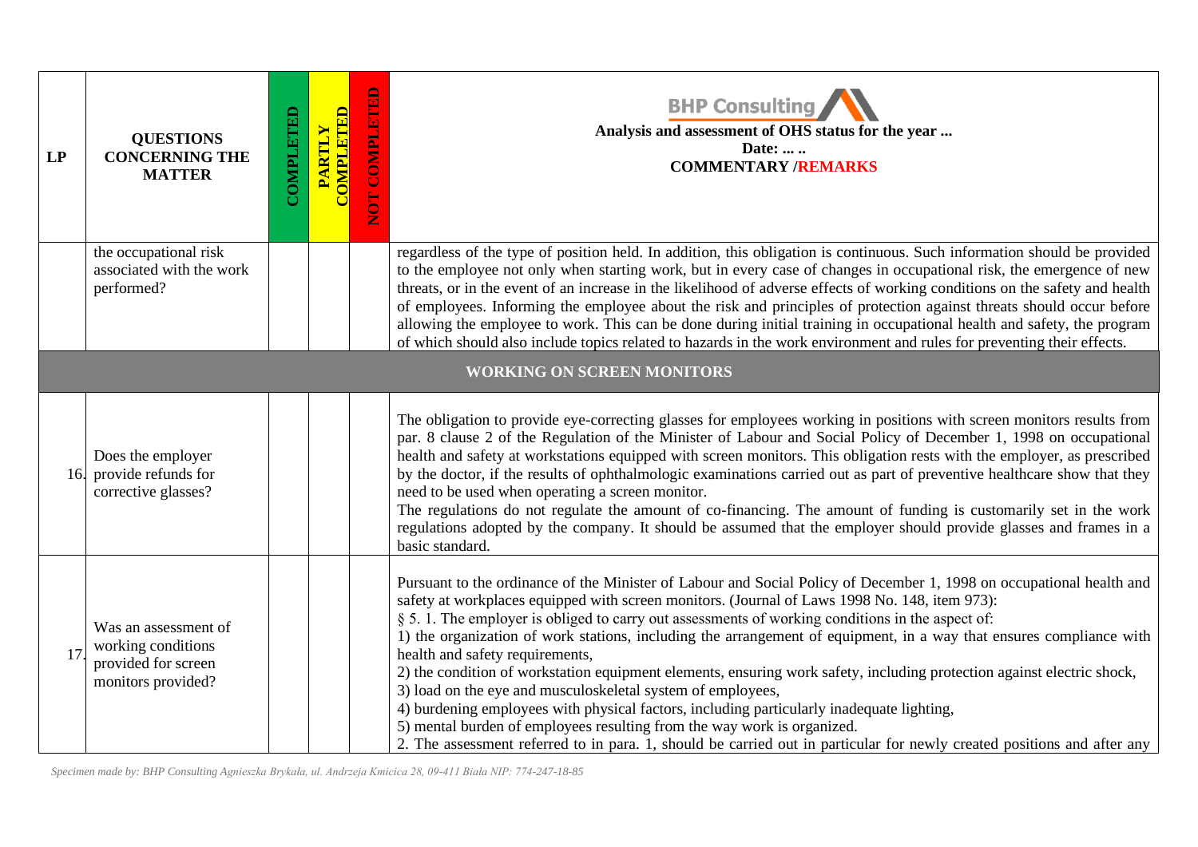| LP | QUESTIONS CONCERNING THE MATTER | COMPLETED | PARTLY COMPLETED | NOT COMPLETED | BHP Consulting<br>**Analysis and assessment of OHS status for the year ...**<br>**Date: ... ..**<br>**COMMENTARY /REMARKS** |
|---|---|---|---|---|---|
| | the occupational risk associated with the work performed? | | | | regardless of the type of position held. In addition, this obligation is continuous. Such information should be provided to the employee not only when starting work, but in every case of changes in occupational risk, the emergence of new threats, or in the event of an increase in the likelihood of adverse effects of working conditions on the safety and health of employees. Informing the employee about the risk and principles of protection against threats should occur before allowing the employee to work. This can be done during initial training in occupational health and safety, the program of which should also include topics related to hazards in the work environment and rules for preventing their effects. |
| **WORKING ON SCREEN MONITORS** | | | | | |
| 16. | Does the employer provide refunds for corrective glasses? | | | | The obligation to provide eye-correcting glasses for employees working in positions with screen monitors results from par. 8 clause 2 of the Regulation of the Minister of Labour and Social Policy of December 1, 1998 on occupational health and safety at workstations equipped with screen monitors. This obligation rests with the employer, as prescribed by the doctor, if the results of ophthalmologic examinations carried out as part of preventive healthcare show that they need to be used when operating a screen monitor.<br>The regulations do not regulate the amount of co-financing. The amount of funding is customarily set in the work regulations adopted by the company. It should be assumed that the employer should provide glasses and frames in a basic standard. |
| 17. | Was an assessment of working conditions provided for screen monitors provided? | | | | Pursuant to the ordinance of the Minister of Labour and Social Policy of December 1, 1998 on occupational health and safety at workplaces equipped with screen monitors. (Journal of Laws 1998 No. 148, item 973):<br>§ 5. 1. The employer is obliged to carry out assessments of working conditions in the aspect of:<br>1) the organization of work stations, including the arrangement of equipment, in a way that ensures compliance with health and safety requirements,<br>2) the condition of workstation equipment elements, ensuring work safety, including protection against electric shock,<br>3) load on the eye and musculoskeletal system of employees,<br>4) burdening employees with physical factors, including particularly inadequate lighting,<br>5) mental burden of employees resulting from the way work is organized.<br>2. The assessment referred to in para. 1, should be carried out in particular for newly created positions and after any |

*Specimen made by: BHP Consulting Agnieszka Brykała, ul. Andrzeja Kmicica 28, 09-411 Biała NIP: 774-247-18-85*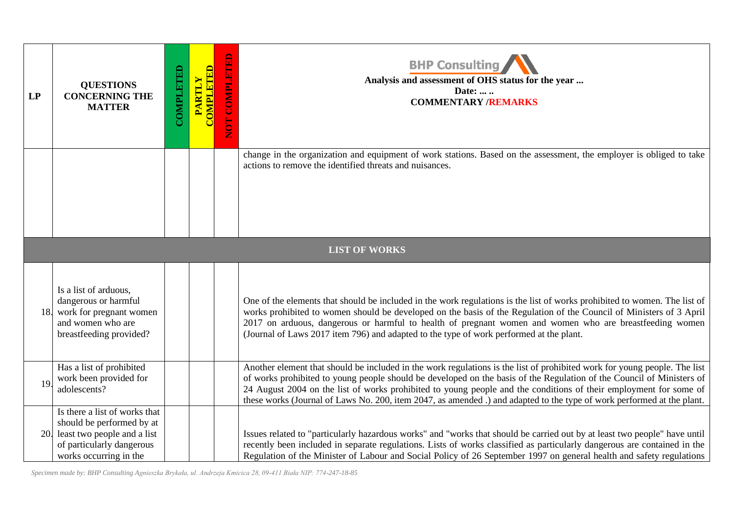| LP | QUESTIONS CONCERNING THE MATTER | COMPLETED | PARTLY COMPLETED | NOT COMPLETED | **BHP Consulting** **Analysis and assessment of OHS status for the year ...** **Date: ... ..** **COMMENTARY /REMARKS** |
|---|---|---|---|---|---|
| | | | | | change in the organization and equipment of work stations. Based on the assessment, the employer is obliged to take actions to remove the identified threats and nuisances. |
| **LIST OF WORKS** | | | | | |
| 18. | Is a list of arduous, dangerous or harmful work for pregnant women and women who are breastfeeding provided? | | | | One of the elements that should be included in the work regulations is the list of works prohibited to women. The list of works prohibited to women should be developed on the basis of the Regulation of the Council of Ministers of 3 April 2017 on arduous, dangerous or harmful to health of pregnant women and women who are breastfeeding women (Journal of Laws 2017 item 796) and adapted to the type of work performed at the plant. |
| 19. | Has a list of prohibited work been provided for adolescents? | | | | Another element that should be included in the work regulations is the list of prohibited work for young people. The list of works prohibited to young people should be developed on the basis of the Regulation of the Council of Ministers of 24 August 2004 on the list of works prohibited to young people and the conditions of their employment for some of these works (Journal of Laws No. 200, item 2047, as amended .) and adapted to the type of work performed at the plant. |
| 20. | Is there a list of works that should be performed by at least two people and a list of particularly dangerous works occurring in the | | | | Issues related to "particularly hazardous works" and "works that should be carried out by at least two people" have until recently been included in separate regulations. Lists of works classified as particularly dangerous are contained in the Regulation of the Minister of Labour and Social Policy of 26 September 1997 on general health and safety regulations |

*Specimen made by: BHP Consulting Agnieszka Brykała, ul. Andrzeja Kmicica 28, 09-411 Biała NIP: 774-247-18-85*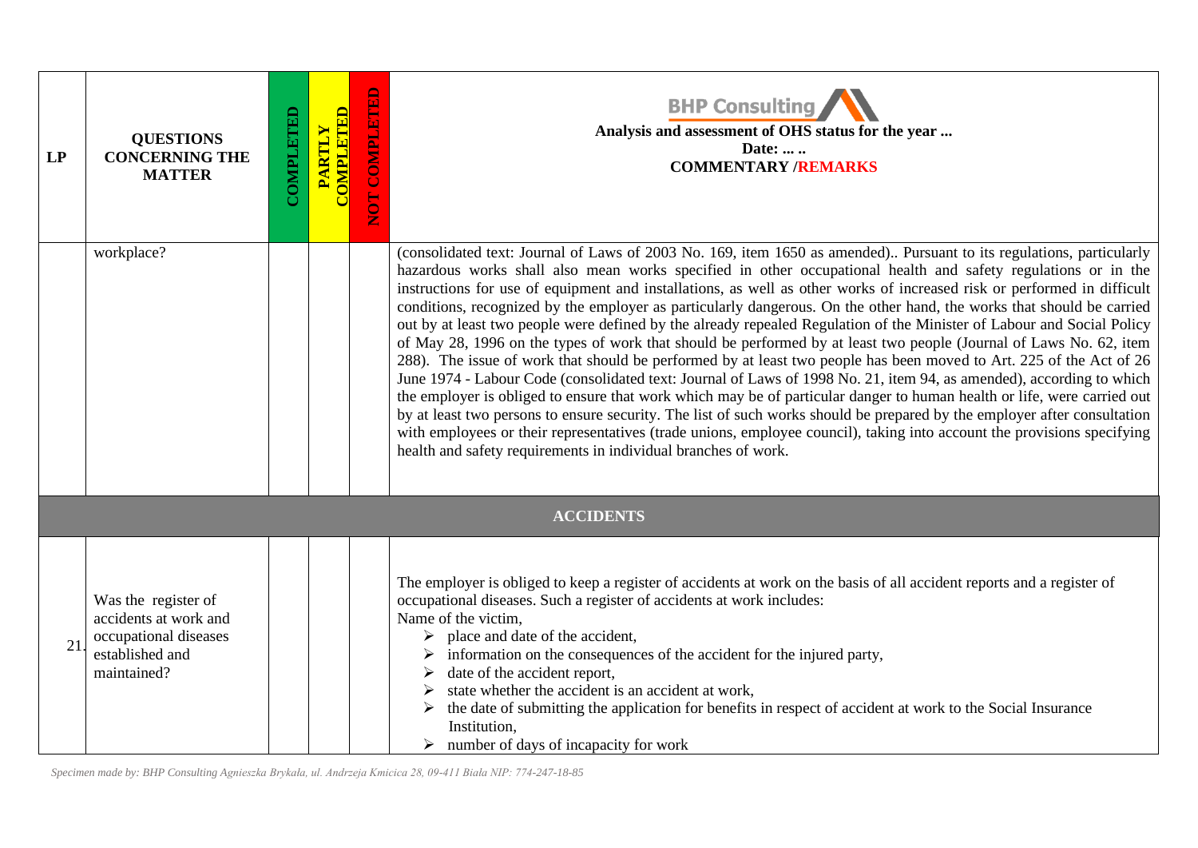| LP | QUESTIONS CONCERNING THE MATTER | COMPLETED | PARTLY COMPLETED | NOT COMPLETED | BHP Consulting<br>Analysis and assessment of OHS status for the year ...<br>Date: ... ..<br>COMMENTARY /REMARKS |
|---|---|---|---|---|---|
| | workplace? | | | | (consolidated text: Journal of Laws of 2003 No. 169, item 1650 as amended).. Pursuant to its regulations, particularly hazardous works shall also mean works specified in other occupational health and safety regulations or in the instructions for use of equipment and installations, as well as other works of increased risk or performed in difficult conditions, recognized by the employer as particularly dangerous. On the other hand, the works that should be carried out by at least two people were defined by the already repealed Regulation of the Minister of Labour and Social Policy of May 28, 1996 on the types of work that should be performed by at least two people (Journal of Laws No. 62, item 288). The issue of work that should be performed by at least two people has been moved to Art. 225 of the Act of 26 June 1974 - Labour Code (consolidated text: Journal of Laws of 1998 No. 21, item 94, as amended), according to which the employer is obliged to ensure that work which may be of particular danger to human health or life, were carried out by at least two persons to ensure security. The list of such works should be prepared by the employer after consultation with employees or their representatives (trade unions, employee council), taking into account the provisions specifying health and safety requirements in individual branches of work. |
| **ACCIDENTS** | | | | | |
| 21. | Was the register of accidents at work and occupational diseases established and maintained? | | | | The employer is obliged to keep a register of accidents at work on the basis of all accident reports and a register of occupational diseases. Such a register of accidents at work includes:<br>Name of the victim,<br>➢ place and date of the accident,<br>➢ information on the consequences of the accident for the injured party,<br>➢ date of the accident report,<br>➢ state whether the accident is an accident at work,<br>➢ the date of submitting the application for benefits in respect of accident at work to the Social Insurance Institution,<br>➢ number of days of incapacity for work |

*Specimen made by: BHP Consulting Agnieszka Brykała, ul. Andrzeja Kmicica 28, 09-411 Biała NIP: 774-247-18-85*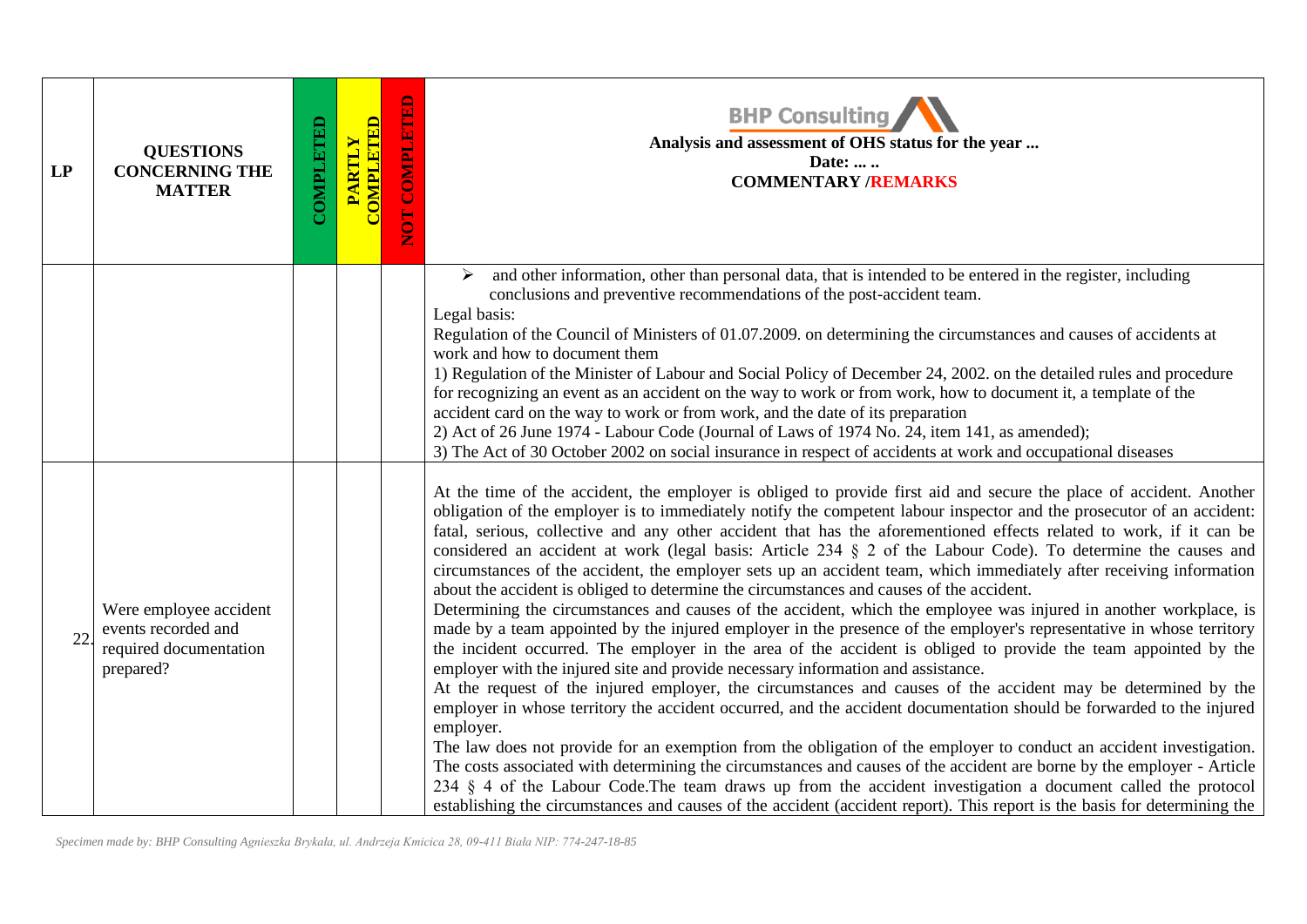| LP | QUESTIONS CONCERNING THE MATTER | COMPLETED | PARTLY COMPLETED | NOT COMPLETED | BHP Consulting<br>**Analysis and assessment of OHS status for the year ...**<br>**Date: ... ..**<br>**COMMENTARY /REMARKS** |
|---|---|---|---|---|---|
| | | | | | ➢ and other information, other than personal data, that is intended to be entered in the register, including conclusions and preventive recommendations of the post-accident team.<br>Legal basis:<br>Regulation of the Council of Ministers of 01.07.2009. on determining the circumstances and causes of accidents at work and how to document them<br>1) Regulation of the Minister of Labour and Social Policy of December 24, 2002. on the detailed rules and procedure for recognizing an event as an accident on the way to work or from work, how to document it, a template of the accident card on the way to work or from work, and the date of its preparation<br>2) Act of 26 June 1974 - Labour Code (Journal of Laws of 1974 No. 24, item 141, as amended);<br>3) The Act of 30 October 2002 on social insurance in respect of accidents at work and occupational diseases |
| 22. | Were employee accident events recorded and required documentation prepared? | | | | At the time of the accident, the employer is obliged to provide first aid and secure the place of accident. Another obligation of the employer is to immediately notify the competent labour inspector and the prosecutor of an accident: fatal, serious, collective and any other accident that has the aforementioned effects related to work, if it can be considered an accident at work (legal basis: Article 234 § 2 of the Labour Code). To determine the causes and circumstances of the accident, the employer sets up an accident team, which immediately after receiving information about the accident is obliged to determine the circumstances and causes of the accident.<br>Determining the circumstances and causes of the accident, which the employee was injured in another workplace, is made by a team appointed by the injured employer in the presence of the employer's representative in whose territory the incident occurred. The employer in the area of the accident is obliged to provide the team appointed by the employer with the injured site and provide necessary information and assistance.<br>At the request of the injured employer, the circumstances and causes of the accident may be determined by the employer in whose territory the accident occurred, and the accident documentation should be forwarded to the injured employer.<br>The law does not provide for an exemption from the obligation of the employer to conduct an accident investigation. The costs associated with determining the circumstances and causes of the accident are borne by the employer - Article 234 § 4 of the Labour Code.The team draws up from the accident investigation a document called the protocol establishing the circumstances and causes of the accident (accident report). This report is the basis for determining the |

*Specimen made by: BHP Consulting Agnieszka Brykała, ul. Andrzeja Kmicica 28, 09-411 Biała NIP: 774-247-18-85*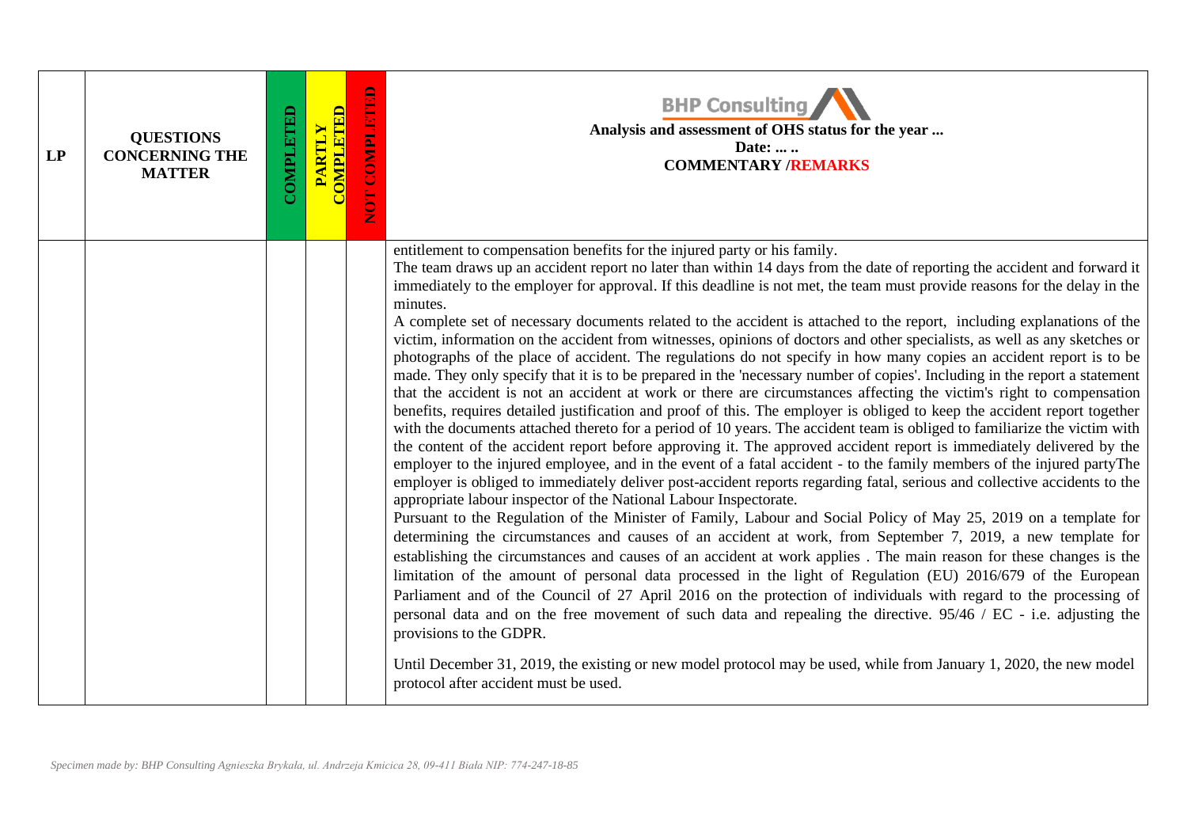| LP | QUESTIONS CONCERNING THE MATTER | COMPLETED | PARTLY COMPLETED | NOT COMPLETED | BHP Consulting<br>**Analysis and assessment of OHS status for the year ...**<br>**Date: ... ..**<br>**COMMENTARY /REMARKS** |
|---|---|---|---|---|---|
| | | | | | entitlement to compensation benefits for the injured party or his family.<br>The team draws up an accident report no later than within 14 days from the date of reporting the accident and forward it immediately to the employer for approval. If this deadline is not met, the team must provide reasons for the delay in the minutes.<br>A complete set of necessary documents related to the accident is attached to the report, including explanations of the victim, information on the accident from witnesses, opinions of doctors and other specialists, as well as any sketches or photographs of the place of accident. The regulations do not specify in how many copies an accident report is to be made. They only specify that it is to be prepared in the 'necessary number of copies'. Including in the report a statement that the accident is not an accident at work or there are circumstances affecting the victim's right to compensation benefits, requires detailed justification and proof of this. The employer is obliged to keep the accident report together with the documents attached thereto for a period of 10 years. The accident team is obliged to familiarize the victim with the content of the accident report before approving it. The approved accident report is immediately delivered by the employer to the injured employee, and in the event of a fatal accident - to the family members of the injured partyThe employer is obliged to immediately deliver post-accident reports regarding fatal, serious and collective accidents to the appropriate labour inspector of the National Labour Inspectorate.<br>Pursuant to the Regulation of the Minister of Family, Labour and Social Policy of May 25, 2019 on a template for determining the circumstances and causes of an accident at work, from September 7, 2019, a new template for establishing the circumstances and causes of an accident at work applies . The main reason for these changes is the limitation of the amount of personal data processed in the light of Regulation (EU) 2016/679 of the European Parliament and of the Council of 27 April 2016 on the protection of individuals with regard to the processing of personal data and on the free movement of such data and repealing the directive. 95/46 / EC - i.e. adjusting the provisions to the GDPR.<br><br>Until December 31, 2019, the existing or new model protocol may be used, while from January 1, 2020, the new model protocol after accident must be used. |

*Specimen made by: BHP Consulting Agnieszka Brykała, ul. Andrzeja Kmicica 28, 09-411 Biała NIP: 774-247-18-85*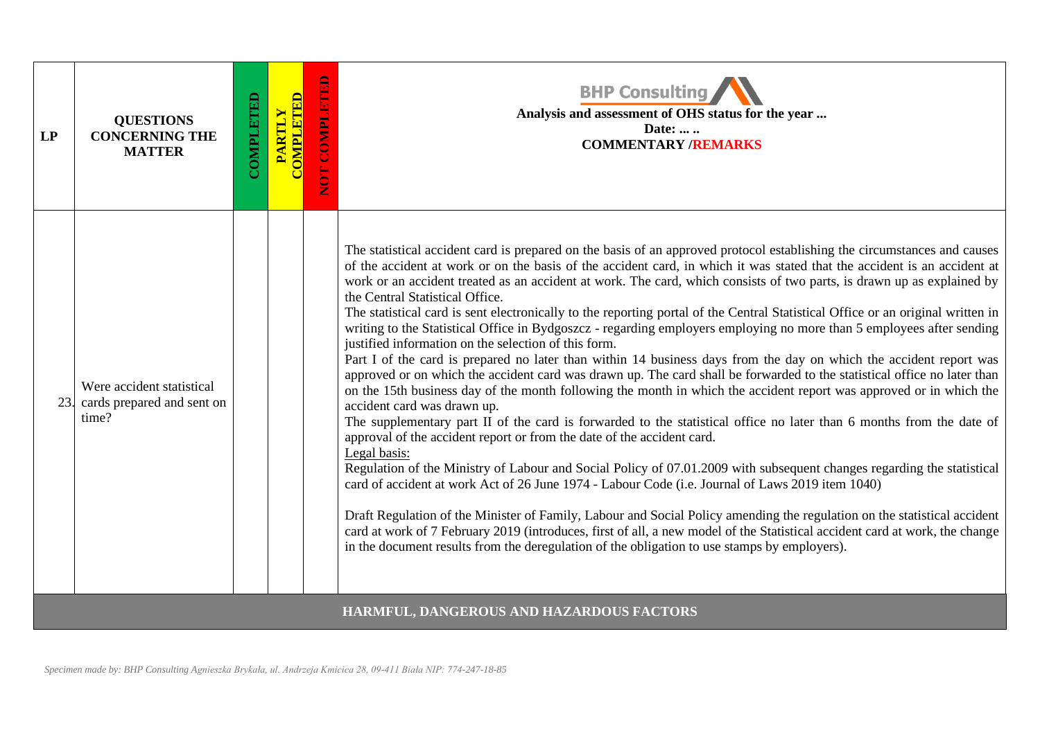| LP | QUESTIONS CONCERNING THE MATTER | COMPLETED | PARTLY COMPLETED | NOT COMPLETED | BHP Consulting<br>**Analysis and assessment of OHS status for the year ...**<br>**Date: ... ..**<br>**COMMENTARY /REMARKS** |
|---|---|---|---|---|---|
| 23. | Were accident statistical cards prepared and sent on time? | | | | The statistical accident card is prepared on the basis of an approved protocol establishing the circumstances and causes of the accident at work or on the basis of the accident card, in which it was stated that the accident is an accident at work or an accident treated as an accident at work. The card, which consists of two parts, is drawn up as explained by the Central Statistical Office.<br>The statistical card is sent electronically to the reporting portal of the Central Statistical Office or an original written in writing to the Statistical Office in Bydgoszcz - regarding employers employing no more than 5 employees after sending justified information on the selection of this form.<br>Part I of the card is prepared no later than within 14 business days from the day on which the accident report was approved or on which the accident card was drawn up. The card shall be forwarded to the statistical office no later than on the 15th business day of the month following the month in which the accident report was approved or in which the accident card was drawn up.<br>The supplementary part II of the card is forwarded to the statistical office no later than 6 months from the date of approval of the accident report or from the date of the accident card.<br>Legal basis:<br>Regulation of the Ministry of Labour and Social Policy of 07.01.2009 with subsequent changes regarding the statistical card of accident at work Act of 26 June 1974 - Labour Code (i.e. Journal of Laws 2019 item 1040)<br><br>Draft Regulation of the Minister of Family, Labour and Social Policy amending the regulation on the statistical accident card at work of 7 February 2019 (introduces, first of all, a new model of the Statistical accident card at work, the change in the document results from the deregulation of the obligation to use stamps by employers). |
| **HARMFUL, DANGEROUS AND HAZARDOUS FACTORS** | | | | | |

*Specimen made by: BHP Consulting Agnieszka Brykała, ul. Andrzeja Kmicica 28, 09-411 Biała NIP: 774-247-18-85*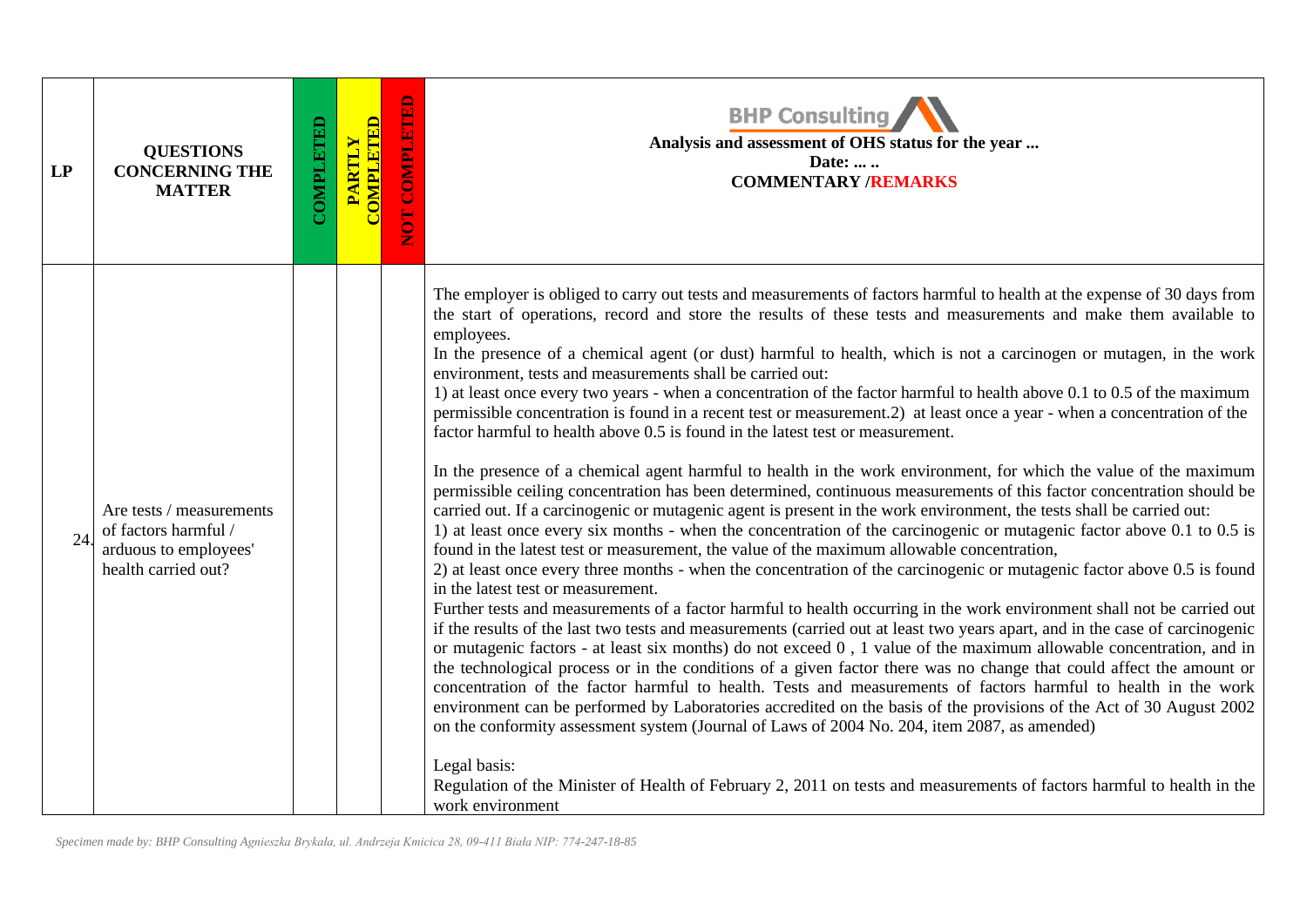| LP | QUESTIONS CONCERNING THE MATTER | COMPLETED | PARTLY COMPLETED | NOT COMPLETED | BHP Consulting<br>**Analysis and assessment of OHS status for the year ...**<br>**Date: ... ..**<br>**COMMENTARY /REMARKS** |
|---|---|---|---|---|---|
| 24. | Are tests / measurements of factors harmful / arduous to employees' health carried out? | | | | The employer is obliged to carry out tests and measurements of factors harmful to health at the expense of 30 days from the start of operations, record and store the results of these tests and measurements and make them available to employees.<br>In the presence of a chemical agent (or dust) harmful to health, which is not a carcinogen or mutagen, in the work environment, tests and measurements shall be carried out:<br>1) at least once every two years - when a concentration of the factor harmful to health above 0.1 to 0.5 of the maximum permissible concentration is found in a recent test or measurement.2) at least once a year - when a concentration of the factor harmful to health above 0.5 is found in the latest test or measurement.<br><br>In the presence of a chemical agent harmful to health in the work environment, for which the value of the maximum permissible ceiling concentration has been determined, continuous measurements of this factor concentration should be carried out. If a carcinogenic or mutagenic agent is present in the work environment, the tests shall be carried out:<br>1) at least once every six months - when the concentration of the carcinogenic or mutagenic factor above 0.1 to 0.5 is found in the latest test or measurement, the value of the maximum allowable concentration,<br>2) at least once every three months - when the concentration of the carcinogenic or mutagenic factor above 0.5 is found in the latest test or measurement.<br>Further tests and measurements of a factor harmful to health occurring in the work environment shall not be carried out if the results of the last two tests and measurements (carried out at least two years apart, and in the case of carcinogenic or mutagenic factors - at least six months) do not exceed 0 , 1 value of the maximum allowable concentration, and in the technological process or in the conditions of a given factor there was no change that could affect the amount or concentration of the factor harmful to health. Tests and measurements of factors harmful to health in the work environment can be performed by Laboratories accredited on the basis of the provisions of the Act of 30 August 2002 on the conformity assessment system (Journal of Laws of 2004 No. 204, item 2087, as amended)<br><br>Legal basis:<br>Regulation of the Minister of Health of February 2, 2011 on tests and measurements of factors harmful to health in the work environment |

*Specimen made by: BHP Consulting Agnieszka Brykała, ul. Andrzeja Kmicica 28, 09-411 Biała NIP: 774-247-18-85*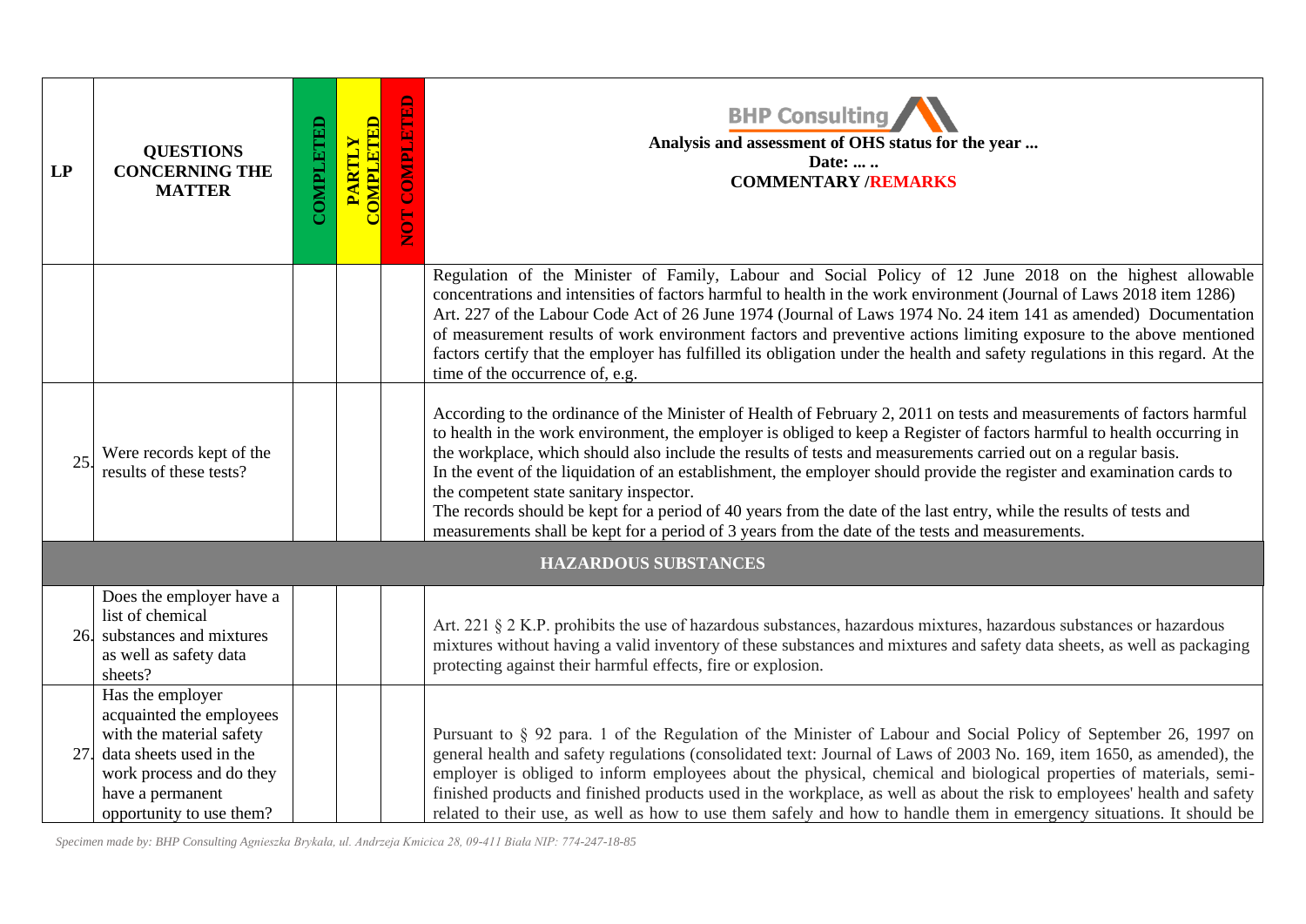| LP | QUESTIONS CONCERNING THE MATTER | COMPLETED | PARTLY COMPLETED | NOT COMPLETED | BHP Consulting<br>**Analysis and assessment of OHS status for the year ...**<br>**Date: ... ..**<br>**COMMENTARY /REMARKS** |
|---|---|---|---|---|---|
| | | | | | Regulation of the Minister of Family, Labour and Social Policy of 12 June 2018 on the highest allowable concentrations and intensities of factors harmful to health in the work environment (Journal of Laws 2018 item 1286) Art. 227 of the Labour Code Act of 26 June 1974 (Journal of Laws 1974 No. 24 item 141 as amended) Documentation of measurement results of work environment factors and preventive actions limiting exposure to the above mentioned factors certify that the employer has fulfilled its obligation under the health and safety regulations in this regard. At the time of the occurrence of, e.g. |
| 25. | Were records kept of the results of these tests? | | | | According to the ordinance of the Minister of Health of February 2, 2011 on tests and measurements of factors harmful to health in the work environment, the employer is obliged to keep a Register of factors harmful to health occurring in the workplace, which should also include the results of tests and measurements carried out on a regular basis.<br>In the event of the liquidation of an establishment, the employer should provide the register and examination cards to the competent state sanitary inspector.<br>The records should be kept for a period of 40 years from the date of the last entry, while the results of tests and measurements shall be kept for a period of 3 years from the date of the tests and measurements. |
| **HAZARDOUS SUBSTANCES** | | | | | |
| 26. | Does the employer have a list of chemical substances and mixtures as well as safety data sheets? | | | | Art. 221 § 2 K.P. prohibits the use of hazardous substances, hazardous mixtures, hazardous substances or hazardous mixtures without having a valid inventory of these substances and mixtures and safety data sheets, as well as packaging protecting against their harmful effects, fire or explosion. |
| 27. | Has the employer acquainted the employees with the material safety data sheets used in the work process and do they have a permanent opportunity to use them? | | | | Pursuant to § 92 para. 1 of the Regulation of the Minister of Labour and Social Policy of September 26, 1997 on general health and safety regulations (consolidated text: Journal of Laws of 2003 No. 169, item 1650, as amended), the employer is obliged to inform employees about the physical, chemical and biological properties of materials, semi-finished products and finished products used in the workplace, as well as about the risk to employees' health and safety related to their use, as well as how to use them safely and how to handle them in emergency situations. It should be |

*Specimen made by: BHP Consulting Agnieszka Brykała, ul. Andrzeja Kmicica 28, 09-411 Biała NIP: 774-247-18-85*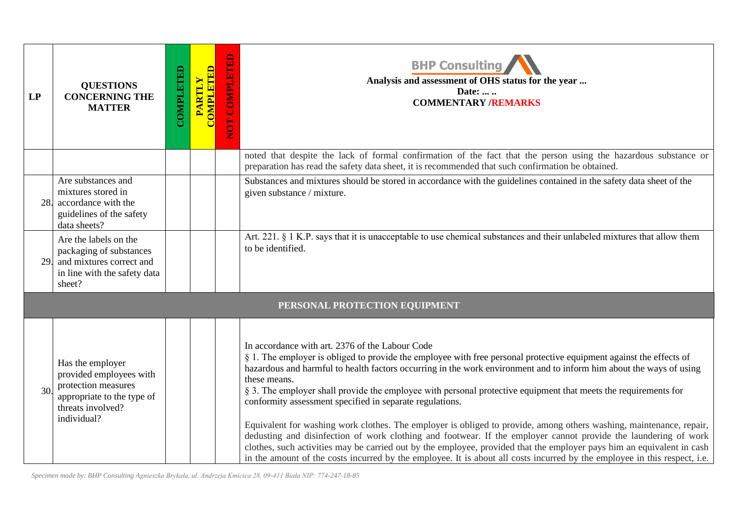| LP | QUESTIONS CONCERNING THE MATTER | COMPLETED | PARTLY COMPLETED | NOT COMPLETED | BHP Consulting<br>**Analysis and assessment of OHS status for the year ...**<br>**Date: ... ..**<br>**COMMENTARY /REMARKS** |
|---|---|---|---|---|---|
| | | | | | noted that despite the lack of formal confirmation of the fact that the person using the hazardous substance or preparation has read the safety data sheet, it is recommended that such confirmation be obtained. |
| 28. | Are substances and mixtures stored in accordance with the guidelines of the safety data sheets? | | | | Substances and mixtures should be stored in accordance with the guidelines contained in the safety data sheet of the given substance / mixture. |
| 29. | Are the labels on the packaging of substances and mixtures correct and in line with the safety data sheet? | | | | Art. 221. § 1 K.P. says that it is unacceptable to use chemical substances and their unlabeled mixtures that allow them to be identified. |
| **PERSONAL PROTECTION EQUIPMENT** | | | | | |
| 30. | Has the employer provided employees with protection measures appropriate to the type of threats involved? individual? | | | | In accordance with art. 2376 of the Labour Code<br>§ 1. The employer is obliged to provide the employee with free personal protective equipment against the effects of hazardous and harmful to health factors occurring in the work environment and to inform him about the ways of using these means.<br>§ 3. The employer shall provide the employee with personal protective equipment that meets the requirements for conformity assessment specified in separate regulations.<br><br>Equivalent for washing work clothes. The employer is obliged to provide, among others washing, maintenance, repair, dedusting and disinfection of work clothing and footwear. If the employer cannot provide the laundering of work clothes, such activities may be carried out by the employee, provided that the employer pays him an equivalent in cash in the amount of the costs incurred by the employee. It is about all costs incurred by the employee in this respect, i.e. |

*Specimen made by: BHP Consulting Agnieszka Brykała, ul. Andrzeja Kmicica 28, 09-411 Biała NIP: 774-247-18-85*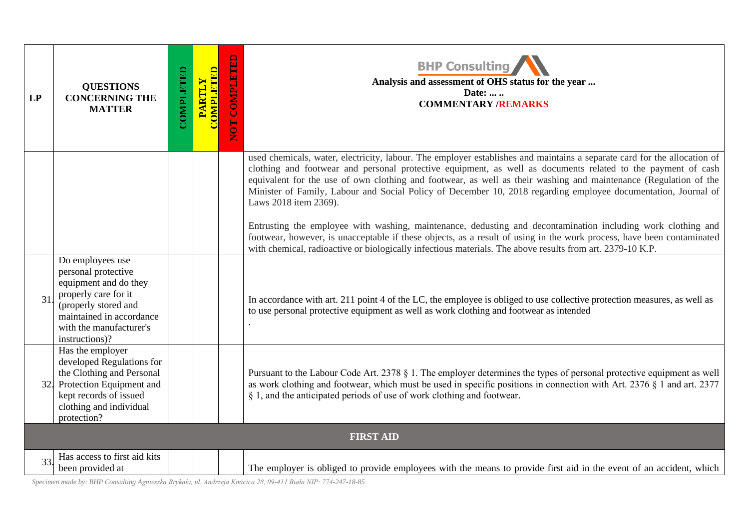| LP | QUESTIONS CONCERNING THE MATTER | COMPLETED | PARTLY COMPLETED | NOT COMPLETED | BHP Consulting<br>**Analysis and assessment of OHS status for the year ...**<br>**Date: ... ..**<br>**COMMENTARY /REMARKS** |
|---|---|---|---|---|---|
| | | | | | used chemicals, water, electricity, labour. The employer establishes and maintains a separate card for the allocation of clothing and footwear and personal protective equipment, as well as documents related to the payment of cash equivalent for the use of own clothing and footwear, as well as their washing and maintenance (Regulation of the Minister of Family, Labour and Social Policy of December 10, 2018 regarding employee documentation, Journal of Laws 2018 item 2369).<br><br>Entrusting the employee with washing, maintenance, dedusting and decontamination including work clothing and footwear, however, is unacceptable if these objects, as a result of using in the work process, have been contaminated with chemical, radioactive or biologically infectious materials. The above results from art. 2379-10 K.P. |
| 31. | Do employees use personal protective equipment and do they properly care for it (properly stored and maintained in accordance with the manufacturer's instructions)? | | | | In accordance with art. 211 point 4 of the LC, the employee is obliged to use collective protection measures, as well as to use personal protective equipment as well as work clothing and footwear as intended<br>. |
| 32. | Has the employer developed Regulations for the Clothing and Personal Protection Equipment and kept records of issued clothing and individual protection? | | | | Pursuant to the Labour Code Art. 2378 § 1. The employer determines the types of personal protective equipment as well as work clothing and footwear, which must be used in specific positions in connection with Art. 2376 § 1 and art. 2377 § 1, and the anticipated periods of use of work clothing and footwear. |
| | | | | | **FIRST AID** |
| 33. | Has access to first aid kits been provided at | | | | The employer is obliged to provide employees with the means to provide first aid in the event of an accident, which |

*Specimen made by: BHP Consulting Agnieszka Brykała, ul. Andrzeja Kmicica 28, 09-411 Biała NIP: 774-247-18-85*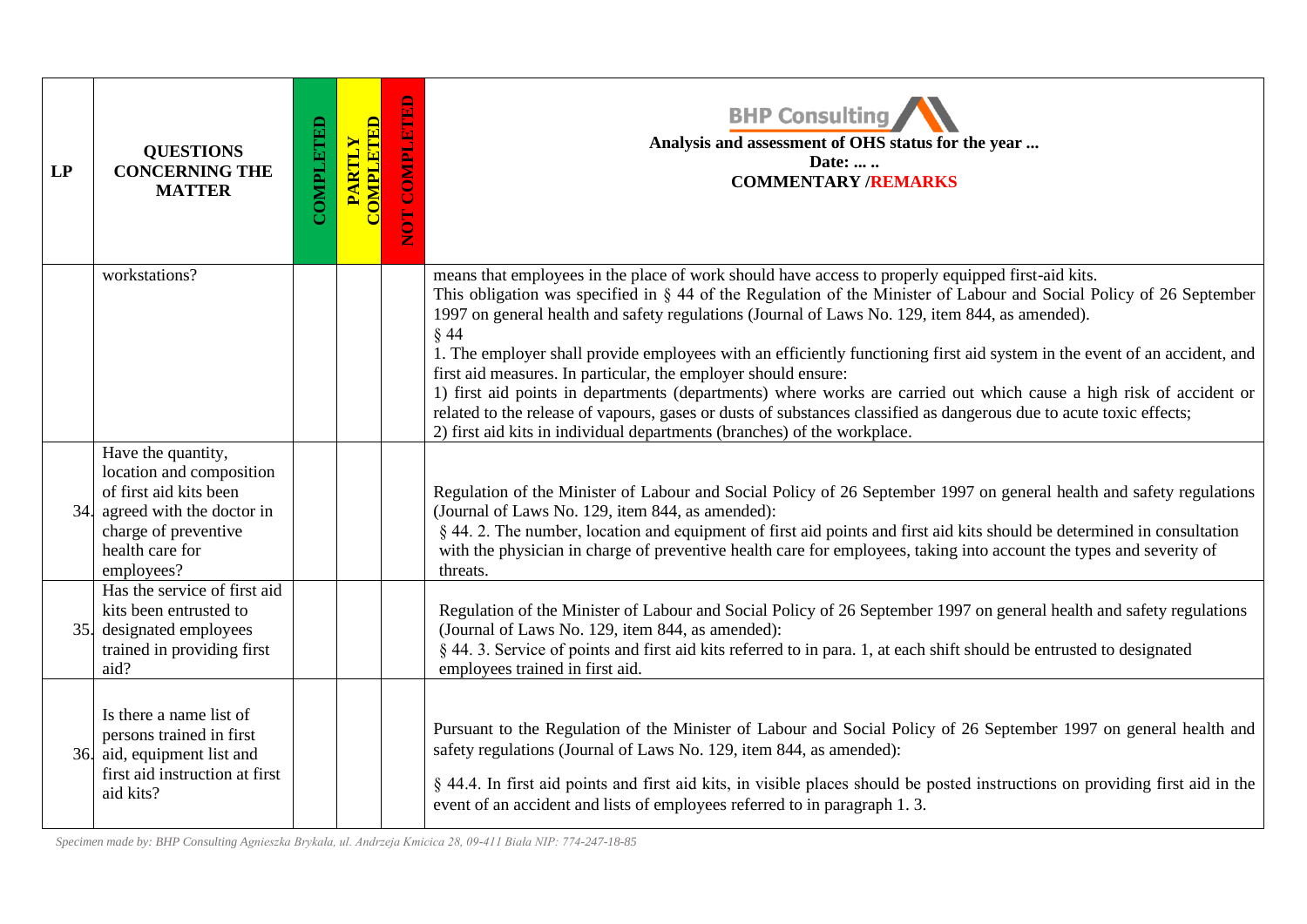| LP | QUESTIONS CONCERNING THE MATTER | COMPLETED | PARTLY COMPLETED | NOT COMPLETED | BHP Consulting<br>**Analysis and assessment of OHS status for the year ...**<br>**Date: ... ..**<br>**COMMENTARY /REMARKS** |
|---|---|---|---|---|---|
| | workstations? | | | | means that employees in the place of work should have access to properly equipped first-aid kits.<br>This obligation was specified in § 44 of the Regulation of the Minister of Labour and Social Policy of 26 September 1997 on general health and safety regulations (Journal of Laws No. 129, item 844, as amended).<br>§ 44<br>1. The employer shall provide employees with an efficiently functioning first aid system in the event of an accident, and first aid measures. In particular, the employer should ensure:<br>1) first aid points in departments (departments) where works are carried out which cause a high risk of accident or related to the release of vapours, gases or dusts of substances classified as dangerous due to acute toxic effects;<br>2) first aid kits in individual departments (branches) of the workplace. |
| 34. | Have the quantity, location and composition of first aid kits been agreed with the doctor in charge of preventive health care for employees? | | | | Regulation of the Minister of Labour and Social Policy of 26 September 1997 on general health and safety regulations (Journal of Laws No. 129, item 844, as amended):<br>§ 44. 2. The number, location and equipment of first aid points and first aid kits should be determined in consultation with the physician in charge of preventive health care for employees, taking into account the types and severity of threats. |
| 35. | Has the service of first aid kits been entrusted to designated employees trained in providing first aid? | | | | Regulation of the Minister of Labour and Social Policy of 26 September 1997 on general health and safety regulations (Journal of Laws No. 129, item 844, as amended):<br>§ 44. 3. Service of points and first aid kits referred to in para. 1, at each shift should be entrusted to designated employees trained in first aid. |
| 36. | Is there a name list of persons trained in first aid, equipment list and first aid instruction at first aid kits? | | | | Pursuant to the Regulation of the Minister of Labour and Social Policy of 26 September 1997 on general health and safety regulations (Journal of Laws No. 129, item 844, as amended):<br>§ 44.4. In first aid points and first aid kits, in visible places should be posted instructions on providing first aid in the event of an accident and lists of employees referred to in paragraph 1. 3. |

*Specimen made by: BHP Consulting Agnieszka Brykała, ul. Andrzeja Kmicica 28, 09-411 Biała NIP: 774-247-18-85*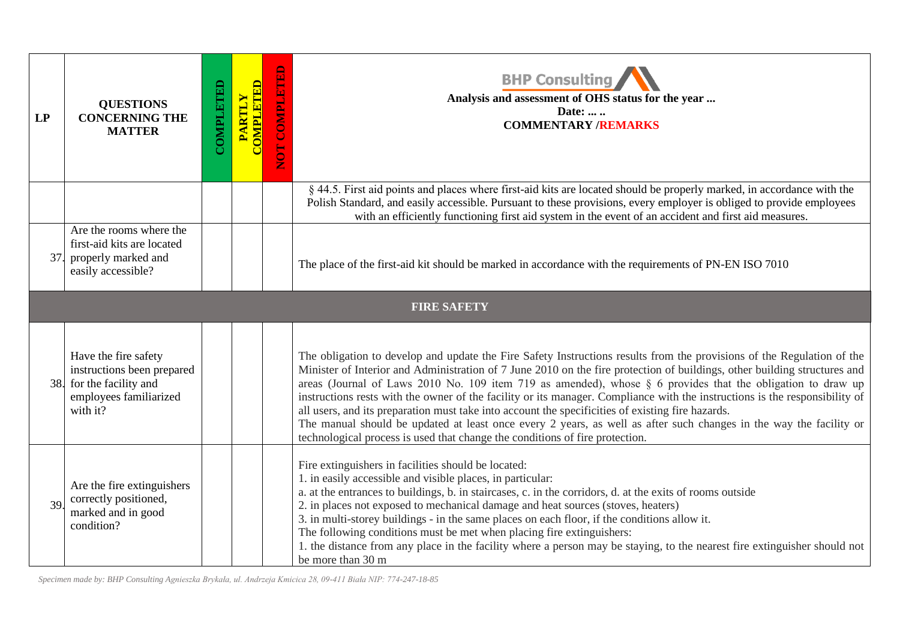| LP | QUESTIONS CONCERNING THE MATTER | COMPLETED | PARTLY COMPLETED | NOT COMPLETED | BHP Consulting **Analysis and assessment of OHS status for the year ...** **Date: ... ..** **COMMENTARY /REMARKS** |
|---|---|---|---|---|---|
| | | | | | § 44.5. First aid points and places where first-aid kits are located should be properly marked, in accordance with the Polish Standard, and easily accessible. Pursuant to these provisions, every employer is obliged to provide employees with an efficiently functioning first aid system in the event of an accident and first aid measures. |
| 37. | Are the rooms where the first-aid kits are located properly marked and easily accessible? | | | | The place of the first-aid kit should be marked in accordance with the requirements of PN-EN ISO 7010 |
| | **FIRE SAFETY** | | | | |
| 38. | Have the fire safety instructions been prepared for the facility and employees familiarized with it? | | | | The obligation to develop and update the Fire Safety Instructions results from the provisions of the Regulation of the Minister of Interior and Administration of 7 June 2010 on the fire protection of buildings, other building structures and areas (Journal of Laws 2010 No. 109 item 719 as amended), whose § 6 provides that the obligation to draw up instructions rests with the owner of the facility or its manager. Compliance with the instructions is the responsibility of all users, and its preparation must take into account the specificities of existing fire hazards. The manual should be updated at least once every 2 years, as well as after such changes in the way the facility or technological process is used that change the conditions of fire protection. |
| 39. | Are the fire extinguishers correctly positioned, marked and in good condition? | | | | Fire extinguishers in facilities should be located: 1. in easily accessible and visible places, in particular: a. at the entrances to buildings, b. in staircases, c. in the corridors, d. at the exits of rooms outside 2. in places not exposed to mechanical damage and heat sources (stoves, heaters) 3. in multi-storey buildings - in the same places on each floor, if the conditions allow it. The following conditions must be met when placing fire extinguishers: 1. the distance from any place in the facility where a person may be staying, to the nearest fire extinguisher should not be more than 30 m |

*Specimen made by: BHP Consulting Agnieszka Brykała, ul. Andrzeja Kmicica 28, 09-411 Biała NIP: 774-247-18-85*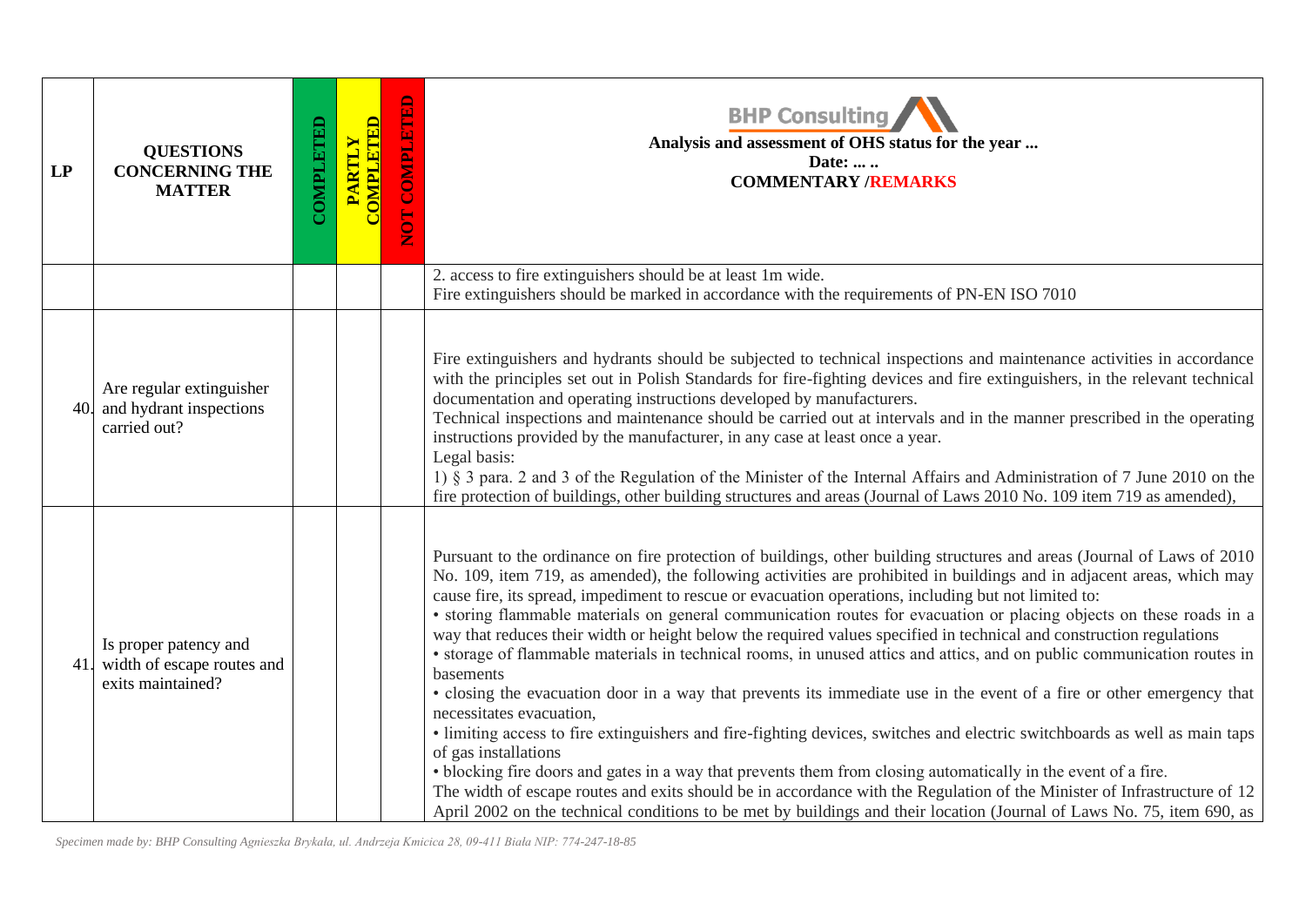| LP | QUESTIONS CONCERNING THE MATTER | COMPLETED | PARTLY COMPLETED | NOT COMPLETED | BHP Consulting<br>Analysis and assessment of OHS status for the year ...<br>Date: ... ..<br>COMMENTARY /REMARKS |
|---|---|---|---|---|---|
| | | | | | 2. access to fire extinguishers should be at least 1m wide.<br>Fire extinguishers should be marked in accordance with the requirements of PN-EN ISO 7010 |
| 40. | Are regular extinguisher and hydrant inspections carried out? | | | | Fire extinguishers and hydrants should be subjected to technical inspections and maintenance activities in accordance with the principles set out in Polish Standards for fire-fighting devices and fire extinguishers, in the relevant technical documentation and operating instructions developed by manufacturers.<br>Technical inspections and maintenance should be carried out at intervals and in the manner prescribed in the operating instructions provided by the manufacturer, in any case at least once a year.<br>Legal basis:<br>1) § 3 para. 2 and 3 of the Regulation of the Minister of the Internal Affairs and Administration of 7 June 2010 on the fire protection of buildings, other building structures and areas (Journal of Laws 2010 No. 109 item 719 as amended), |
| 41. | Is proper patency and width of escape routes and exits maintained? | | | | Pursuant to the ordinance on fire protection of buildings, other building structures and areas (Journal of Laws of 2010 No. 109, item 719, as amended), the following activities are prohibited in buildings and in adjacent areas, which may cause fire, its spread, impediment to rescue or evacuation operations, including but not limited to:<br>• storing flammable materials on general communication routes for evacuation or placing objects on these roads in a way that reduces their width or height below the required values specified in technical and construction regulations<br>• storage of flammable materials in technical rooms, in unused attics and attics, and on public communication routes in basements<br>• closing the evacuation door in a way that prevents its immediate use in the event of a fire or other emergency that necessitates evacuation,<br>• limiting access to fire extinguishers and fire-fighting devices, switches and electric switchboards as well as main taps of gas installations<br>• blocking fire doors and gates in a way that prevents them from closing automatically in the event of a fire.<br>The width of escape routes and exits should be in accordance with the Regulation of the Minister of Infrastructure of 12 April 2002 on the technical conditions to be met by buildings and their location (Journal of Laws No. 75, item 690, as |

*Specimen made by: BHP Consulting Agnieszka Brykała, ul. Andrzeja Kmicica 28, 09-411 Biała NIP: 774-247-18-85*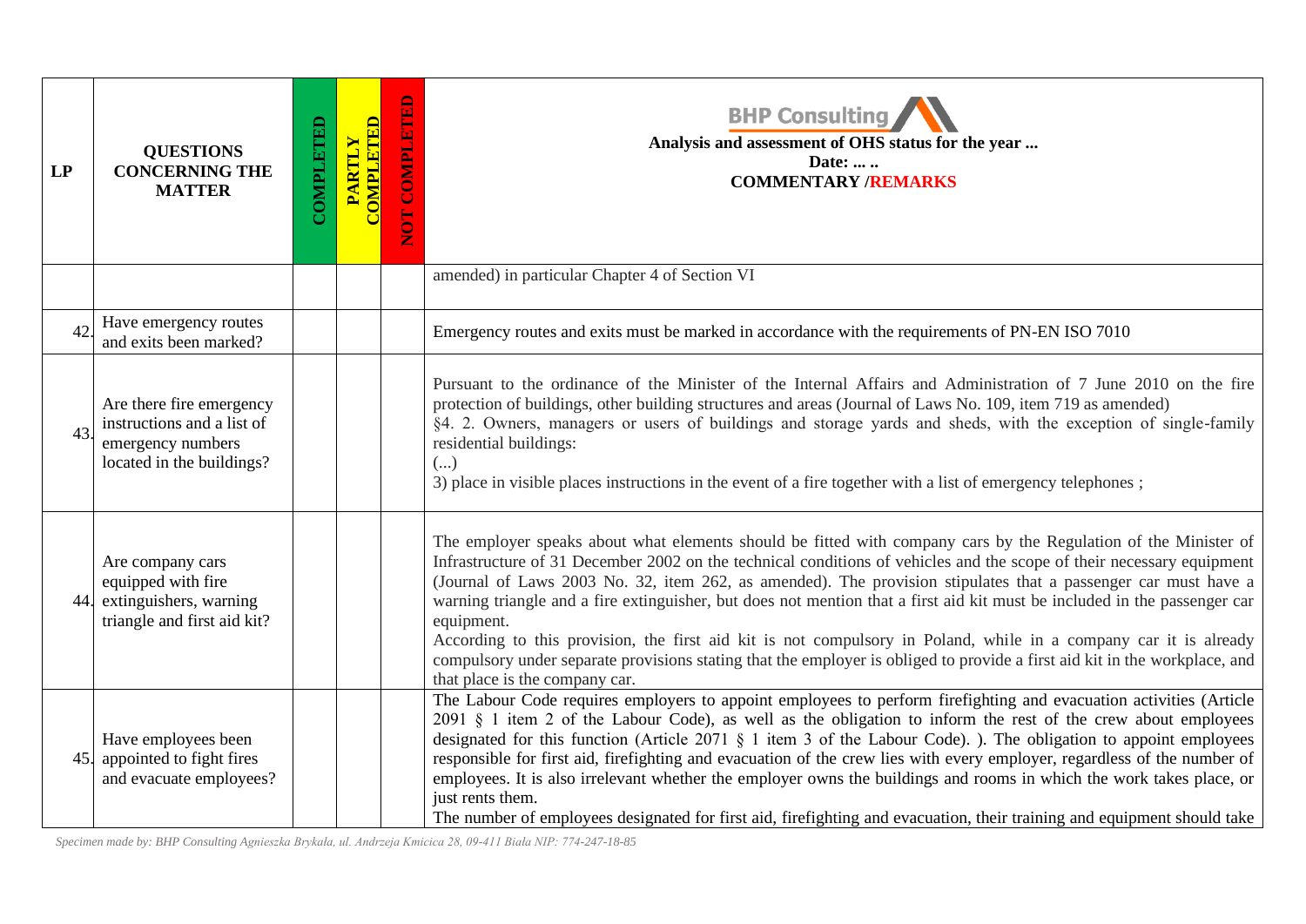| LP | QUESTIONS CONCERNING THE MATTER | COMPLETED | PARTLY COMPLETED | NOT COMPLETED | BHP Consulting<br>**Analysis and assessment of OHS status for the year ...**<br>**Date: ... ..**<br>**COMMENTARY /REMARKS** |
|---|---|---|---|---|---|
| | | | | | amended) in particular Chapter 4 of Section VI |
| 42. | Have emergency routes and exits been marked? | | | | Emergency routes and exits must be marked in accordance with the requirements of PN-EN ISO 7010 |
| 43. | Are there fire emergency instructions and a list of emergency numbers located in the buildings? | | | | Pursuant to the ordinance of the Minister of the Internal Affairs and Administration of 7 June 2010 on the fire protection of buildings, other building structures and areas (Journal of Laws No. 109, item 719 as amended)<br>§4. 2. Owners, managers or users of buildings and storage yards and sheds, with the exception of single-family residential buildings:<br>(...)<br>3) place in visible places instructions in the event of a fire together with a list of emergency telephones ; |
| 44. | Are company cars equipped with fire extinguishers, warning triangle and first aid kit? | | | | The employer speaks about what elements should be fitted with company cars by the Regulation of the Minister of Infrastructure of 31 December 2002 on the technical conditions of vehicles and the scope of their necessary equipment (Journal of Laws 2003 No. 32, item 262, as amended). The provision stipulates that a passenger car must have a warning triangle and a fire extinguisher, but does not mention that a first aid kit must be included in the passenger car equipment.<br>According to this provision, the first aid kit is not compulsory in Poland, while in a company car it is already compulsory under separate provisions stating that the employer is obliged to provide a first aid kit in the workplace, and that place is the company car. |
| 45. | Have employees been appointed to fight fires and evacuate employees? | | | | The Labour Code requires employers to appoint employees to perform firefighting and evacuation activities (Article 2091 § 1 item 2 of the Labour Code), as well as the obligation to inform the rest of the crew about employees designated for this function (Article 2071 § 1 item 3 of the Labour Code). ). The obligation to appoint employees responsible for first aid, firefighting and evacuation of the crew lies with every employer, regardless of the number of employees. It is also irrelevant whether the employer owns the buildings and rooms in which the work takes place, or just rents them.<br>The number of employees designated for first aid, firefighting and evacuation, their training and equipment should take |

*Specimen made by: BHP Consulting Agnieszka Brykała, ul. Andrzeja Kmicica 28, 09-411 Biała NIP: 774-247-18-85*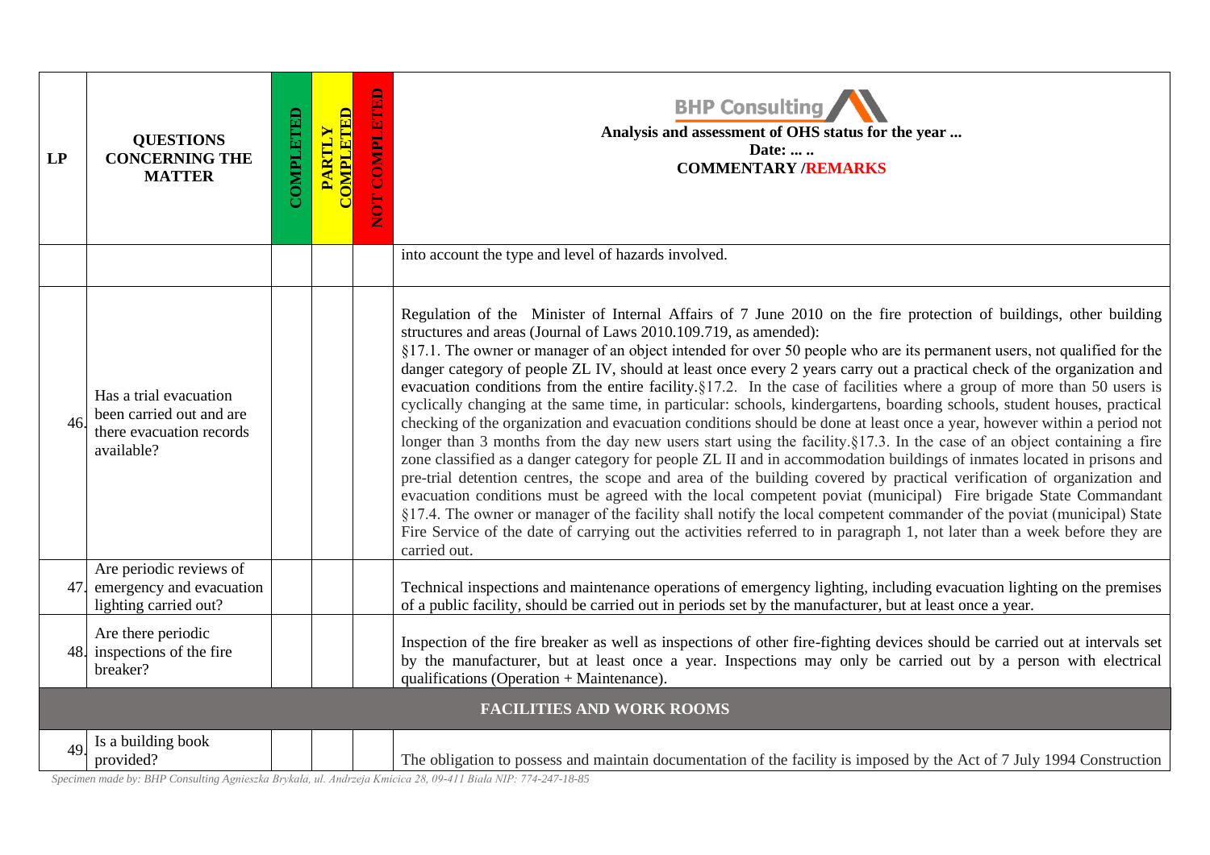| LP | QUESTIONS CONCERNING THE MATTER | COMPLETED | PARTLY COMPLETED | NOT COMPLETED | BHP Consulting<br>Analysis and assessment of OHS status for the year ...<br>Date: ... ..<br>COMMENTARY /REMARKS |
|---|---|---|---|---|---|
| | | | | | into account the type and level of hazards involved. |
| 46. | Has a trial evacuation been carried out and are there evacuation records available? | | | | Regulation of the Minister of Internal Affairs of 7 June 2010 on the fire protection of buildings, other building structures and areas (Journal of Laws 2010.109.719, as amended):<br>§17.1. The owner or manager of an object intended for over 50 people who are its permanent users, not qualified for the danger category of people ZL IV, should at least once every 2 years carry out a practical check of the organization and evacuation conditions from the entire facility.§17.2. In the case of facilities where a group of more than 50 users is cyclically changing at the same time, in particular: schools, kindergartens, boarding schools, student houses, practical checking of the organization and evacuation conditions should be done at least once a year, however within a period not longer than 3 months from the day new users start using the facility.§17.3. In the case of an object containing a fire zone classified as a danger category for people ZL II and in accommodation buildings of inmates located in prisons and pre-trial detention centres, the scope and area of the building covered by practical verification of organization and evacuation conditions must be agreed with the local competent poviat (municipal) Fire brigade State Commandant §17.4. The owner or manager of the facility shall notify the local competent commander of the poviat (municipal) State Fire Service of the date of carrying out the activities referred to in paragraph 1, not later than a week before they are carried out. |
| 47. | Are periodic reviews of emergency and evacuation lighting carried out? | | | | Technical inspections and maintenance operations of emergency lighting, including evacuation lighting on the premises of a public facility, should be carried out in periods set by the manufacturer, but at least once a year. |
| 48. | Are there periodic inspections of the fire breaker? | | | | Inspection of the fire breaker as well as inspections of other fire-fighting devices should be carried out at intervals set by the manufacturer, but at least once a year. Inspections may only be carried out by a person with electrical qualifications (Operation + Maintenance). |
| **FACILITIES AND WORK ROOMS** | | | | | |
| 49. | Is a building book provided? | | | | The obligation to possess and maintain documentation of the facility is imposed by the Act of 7 July 1994 Construction |

*Specimen made by: BHP Consulting Agnieszka Brykała, ul. Andrzeja Kmicica 28, 09-411 Biała NIP: 774-247-18-85*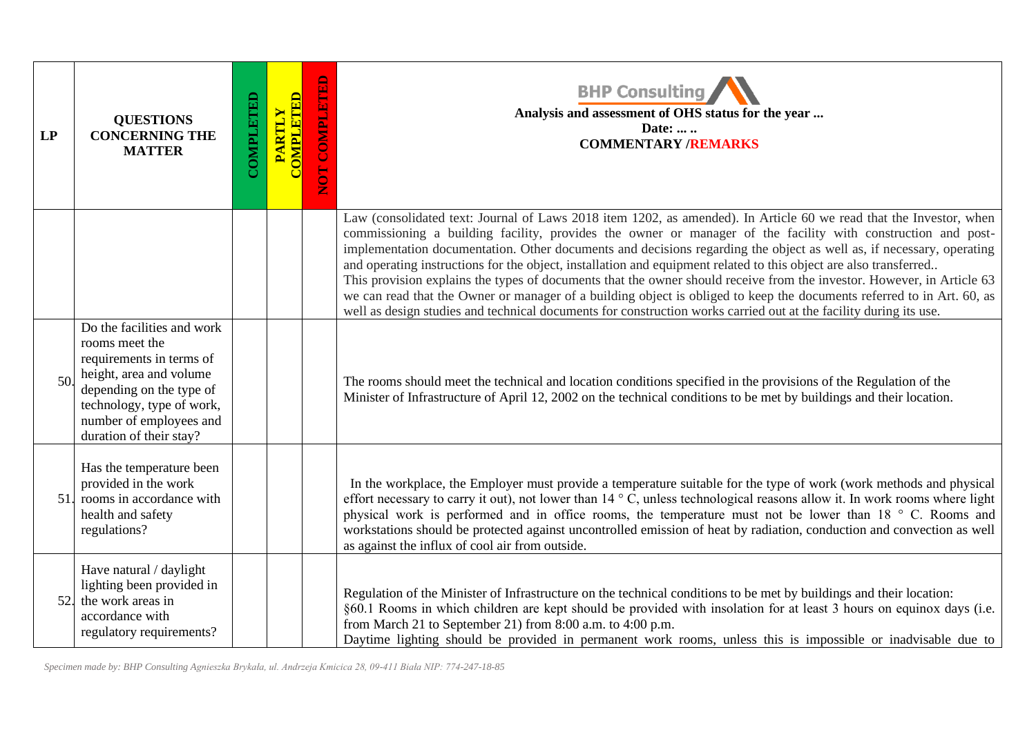| LP | QUESTIONS CONCERNING THE MATTER | COMPLETED | PARTLY COMPLETED | NOT COMPLETED | BHP Consulting<br>**Analysis and assessment of OHS status for the year ...**<br>**Date: ... ..**<br>**COMMENTARY /REMARKS** |
|---|---|---|---|---|---|
| | | | | | Law (consolidated text: Journal of Laws 2018 item 1202, as amended). In Article 60 we read that the Investor, when commissioning a building facility, provides the owner or manager of the facility with construction and post-implementation documentation. Other documents and decisions regarding the object as well as, if necessary, operating and operating instructions for the object, installation and equipment related to this object are also transferred..<br>This provision explains the types of documents that the owner should receive from the investor. However, in Article 63 we can read that the Owner or manager of a building object is obliged to keep the documents referred to in Art. 60, as well as design studies and technical documents for construction works carried out at the facility during its use. |
| 50. | Do the facilities and work rooms meet the requirements in terms of height, area and volume depending on the type of technology, type of work, number of employees and duration of their stay? | | | | The rooms should meet the technical and location conditions specified in the provisions of the Regulation of the Minister of Infrastructure of April 12, 2002 on the technical conditions to be met by buildings and their location. |
| 51. | Has the temperature been provided in the work rooms in accordance with health and safety regulations? | | | | In the workplace, the Employer must provide a temperature suitable for the type of work (work methods and physical effort necessary to carry it out), not lower than 14 ° C, unless technological reasons allow it. In work rooms where light physical work is performed and in office rooms, the temperature must not be lower than 18 ° C. Rooms and workstations should be protected against uncontrolled emission of heat by radiation, conduction and convection as well as against the influx of cool air from outside. |
| 52. | Have natural / daylight lighting been provided in the work areas in accordance with regulatory requirements? | | | | Regulation of the Minister of Infrastructure on the technical conditions to be met by buildings and their location:<br>§60.1 Rooms in which children are kept should be provided with insolation for at least 3 hours on equinox days (i.e. from March 21 to September 21) from 8:00 a.m. to 4:00 p.m.<br>Daytime lighting should be provided in permanent work rooms, unless this is impossible or inadvisable due to |

*Specimen made by: BHP Consulting Agnieszka Brykała, ul. Andrzeja Kmicica 28, 09-411 Biała NIP: 774-247-18-85*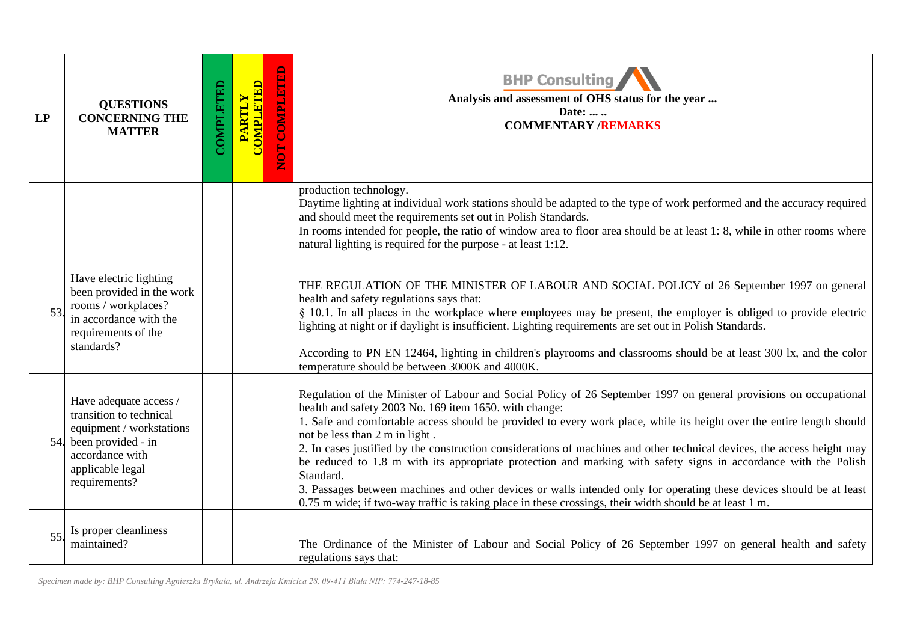| LP | QUESTIONS CONCERNING THE MATTER | COMPLETED | PARTLY COMPLETED | NOT COMPLETED | BHP Consulting<br>**Analysis and assessment of OHS status for the year ...**<br>**Date: ... ..**<br>**COMMENTARY /REMARKS** |
|---|---|---|---|---|---|
| | | | | | production technology.<br>Daytime lighting at individual work stations should be adapted to the type of work performed and the accuracy required and should meet the requirements set out in Polish Standards.<br>In rooms intended for people, the ratio of window area to floor area should be at least 1: 8, while in other rooms where natural lighting is required for the purpose - at least 1:12. |
| 53. | Have electric lighting been provided in the work rooms / workplaces? in accordance with the requirements of the standards? | | | | THE REGULATION OF THE MINISTER OF LABOUR AND SOCIAL POLICY of 26 September 1997 on general health and safety regulations says that:<br>§ 10.1. In all places in the workplace where employees may be present, the employer is obliged to provide electric lighting at night or if daylight is insufficient. Lighting requirements are set out in Polish Standards.<br><br>According to PN EN 12464, lighting in children's playrooms and classrooms should be at least 300 lx, and the color temperature should be between 3000K and 4000K. |
| 54. | Have adequate access / transition to technical equipment / workstations been provided - in accordance with applicable legal requirements? | | | | Regulation of the Minister of Labour and Social Policy of 26 September 1997 on general provisions on occupational health and safety 2003 No. 169 item 1650. with change:<br>1. Safe and comfortable access should be provided to every work place, while its height over the entire length should not be less than 2 m in light .<br>2. In cases justified by the construction considerations of machines and other technical devices, the access height may be reduced to 1.8 m with its appropriate protection and marking with safety signs in accordance with the Polish Standard.<br>3. Passages between machines and other devices or walls intended only for operating these devices should be at least 0.75 m wide; if two-way traffic is taking place in these crossings, their width should be at least 1 m. |
| 55. | Is proper cleanliness maintained? | | | | The Ordinance of the Minister of Labour and Social Policy of 26 September 1997 on general health and safety regulations says that: |

*Specimen made by: BHP Consulting Agnieszka Brykała, ul. Andrzeja Kmicica 28, 09-411 Biała NIP: 774-247-18-85*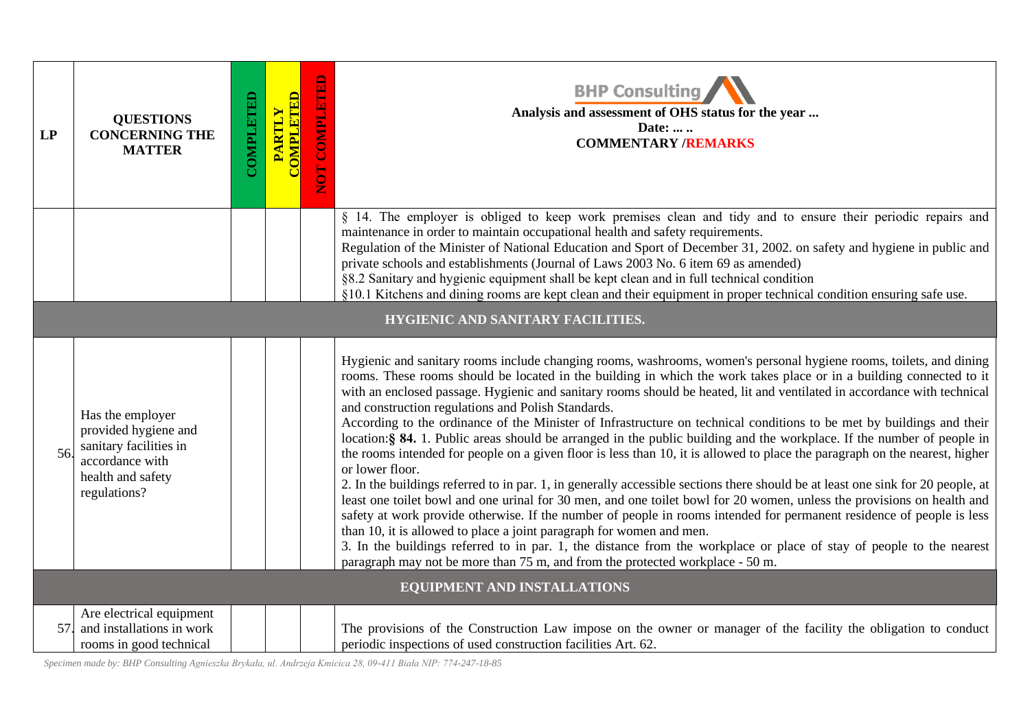| LP | QUESTIONS CONCERNING THE MATTER | COMPLETED | PARTLY COMPLETED | NOT COMPLETED | BHP Consulting<br>**Analysis and assessment of OHS status for the year ...**<br>**Date: ... ..**<br>**COMMENTARY /REMARKS** |
|---|---|---|---|---|---|
| | | | | | § 14. The employer is obliged to keep work premises clean and tidy and to ensure their periodic repairs and maintenance in order to maintain occupational health and safety requirements.<br>Regulation of the Minister of National Education and Sport of December 31, 2002. on safety and hygiene in public and private schools and establishments (Journal of Laws 2003 No. 6 item 69 as amended)<br>§8.2 Sanitary and hygienic equipment shall be kept clean and in full technical condition<br>§10.1 Kitchens and dining rooms are kept clean and their equipment in proper technical condition ensuring safe use. |
| **HYGIENIC AND SANITARY FACILITIES.** | | | | | |
| 56. | Has the employer provided hygiene and sanitary facilities in accordance with health and safety regulations? | | | | Hygienic and sanitary rooms include changing rooms, washrooms, women's personal hygiene rooms, toilets, and dining rooms. These rooms should be located in the building in which the work takes place or in a building connected to it with an enclosed passage. Hygienic and sanitary rooms should be heated, lit and ventilated in accordance with technical and construction regulations and Polish Standards.<br>According to the ordinance of the Minister of Infrastructure on technical conditions to be met by buildings and their location:**§ 84.** 1. Public areas should be arranged in the public building and the workplace. If the number of people in the rooms intended for people on a given floor is less than 10, it is allowed to place the paragraph on the nearest, higher or lower floor.<br>2. In the buildings referred to in par. 1, in generally accessible sections there should be at least one sink for 20 people, at least one toilet bowl and one urinal for 30 men, and one toilet bowl for 20 women, unless the provisions on health and safety at work provide otherwise. If the number of people in rooms intended for permanent residence of people is less than 10, it is allowed to place a joint paragraph for women and men.<br>3. In the buildings referred to in par. 1, the distance from the workplace or place of stay of people to the nearest paragraph may not be more than 75 m, and from the protected workplace - 50 m. |
| **EQUIPMENT AND INSTALLATIONS** | | | | | |
| 57. | Are electrical equipment and installations in work rooms in good technical | | | | The provisions of the Construction Law impose on the owner or manager of the facility the obligation to conduct periodic inspections of used construction facilities Art. 62. |

*Specimen made by: BHP Consulting Agnieszka Brykała, ul. Andrzeja Kmicica 28, 09-411 Biała NIP: 774-247-18-85*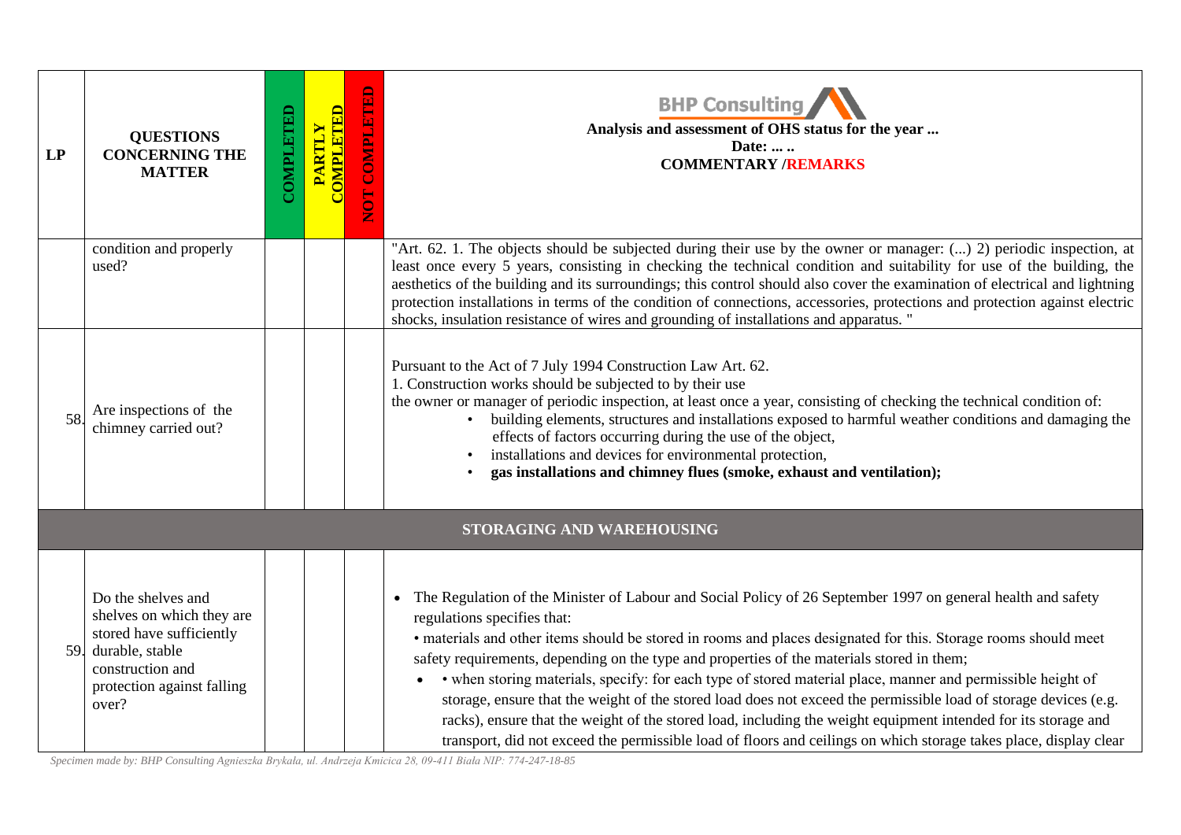| LP | QUESTIONS CONCERNING THE MATTER | COMPLETED | PARTLY COMPLETED | NOT COMPLETED | BHP Consulting<br>**Analysis and assessment of OHS status for the year ...**<br>**Date: ... ..**<br>**COMMENTARY /REMARKS** |
|---|---|---|---|---|---|
| | condition and properly used? | | | | "Art. 62. 1. The objects should be subjected during their use by the owner or manager: (...) 2) periodic inspection, at least once every 5 years, consisting in checking the technical condition and suitability for use of the building, the aesthetics of the building and its surroundings; this control should also cover the examination of electrical and lightning protection installations in terms of the condition of connections, accessories, protections and protection against electric shocks, insulation resistance of wires and grounding of installations and apparatus. " |
| 58. | Are inspections of the chimney carried out? | | | | Pursuant to the Act of 7 July 1994 Construction Law Art. 62.<br>1. Construction works should be subjected to by their use<br>the owner or manager of periodic inspection, at least once a year, consisting of checking the technical condition of:<br>• building elements, structures and installations exposed to harmful weather conditions and damaging the effects of factors occurring during the use of the object,<br>• installations and devices for environmental protection,<br>• **gas installations and chimney flues (smoke, exhaust and ventilation);** |
| | **STORAGING AND WAREHOUSING** | | | | |
| 59. | Do the shelves and shelves on which they are stored have sufficiently durable, stable construction and protection against falling over? | | | | • The Regulation of the Minister of Labour and Social Policy of 26 September 1997 on general health and safety regulations specifies that:<br>• materials and other items should be stored in rooms and places designated for this. Storage rooms should meet safety requirements, depending on the type and properties of the materials stored in them;<br>• • when storing materials, specify: for each type of stored material place, manner and permissible height of storage, ensure that the weight of the stored load does not exceed the permissible load of storage devices (e.g. racks), ensure that the weight of the stored load, including the weight equipment intended for its storage and transport, did not exceed the permissible load of floors and ceilings on which storage takes place, display clear |

*Specimen made by: BHP Consulting Agnieszka Brykała, ul. Andrzeja Kmicica 28, 09-411 Biała NIP: 774-247-18-85*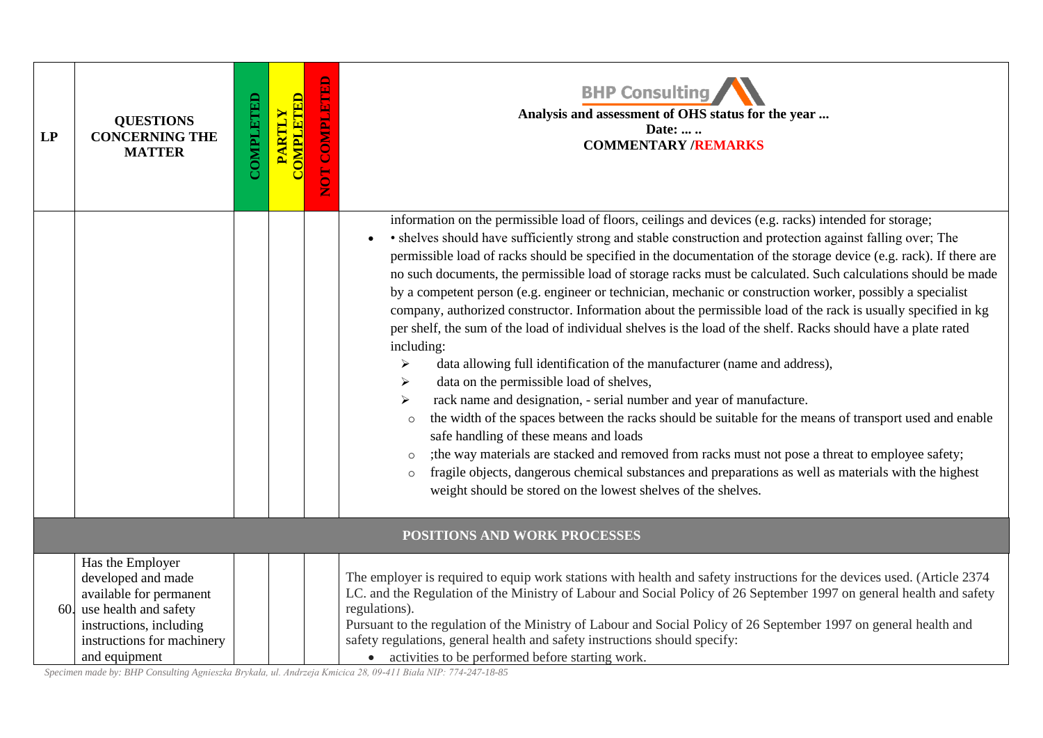| LP | QUESTIONS CONCERNING THE MATTER | COMPLETED | PARTLY COMPLETED | NOT COMPLETED | BHP Consulting<br>**Analysis and assessment of OHS status for the year ...**<br>**Date: ... ..**<br>**COMMENTARY /REMARKS** |
|---|---|---|---|---|---|
| | | | | | information on the permissible load of floors, ceilings and devices (e.g. racks) intended for storage;<br>• • shelves should have sufficiently strong and stable construction and protection against falling over; The permissible load of racks should be specified in the documentation of the storage device (e.g. rack). If there are no such documents, the permissible load of storage racks must be calculated. Such calculations should be made by a competent person (e.g. engineer or technician, mechanic or construction worker, possibly a specialist company, authorized constructor. Information about the permissible load of the rack is usually specified in kg per shelf, the sum of the load of individual shelves is the load of the shelf. Racks should have a plate rated including:<br>➢ data allowing full identification of the manufacturer (name and address),<br>➢ data on the permissible load of shelves,<br>➢ rack name and designation, - serial number and year of manufacture.<br>○ the width of the spaces between the racks should be suitable for the means of transport used and enable safe handling of these means and loads<br>○ ;the way materials are stacked and removed from racks must not pose a threat to employee safety;<br>○ fragile objects, dangerous chemical substances and preparations as well as materials with the highest weight should be stored on the lowest shelves of the shelves. |
| **POSITIONS AND WORK PROCESSES** | | | | | |
| 60. | Has the Employer developed and made available for permanent use health and safety instructions, including instructions for machinery and equipment | | | | The employer is required to equip work stations with health and safety instructions for the devices used. (Article 2374 LC. and the Regulation of the Ministry of Labour and Social Policy of 26 September 1997 on general health and safety regulations).<br>Pursuant to the regulation of the Ministry of Labour and Social Policy of 26 September 1997 on general health and safety regulations, general health and safety instructions should specify:<br>• activities to be performed before starting work. |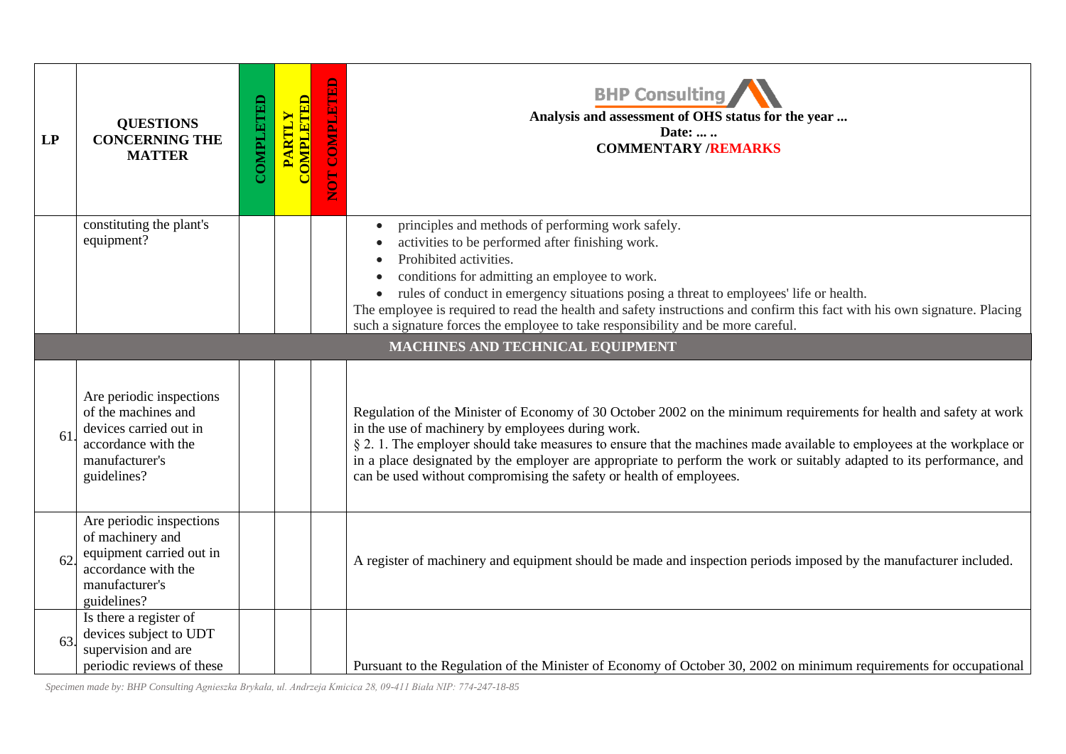| LP | QUESTIONS CONCERNING THE MATTER | COMPLETED | PARTLY COMPLETED | NOT COMPLETED | BHP Consulting<br>Analysis and assessment of OHS status for the year ...<br>Date: ... ..<br>COMMENTARY /REMARKS |
|---|---|---|---|---|---|
| | constituting the plant's equipment? | | | | • principles and methods of performing work safely.<br>• activities to be performed after finishing work.<br>• Prohibited activities.<br>• conditions for admitting an employee to work.<br>• rules of conduct in emergency situations posing a threat to employees' life or health.<br>The employee is required to read the health and safety instructions and confirm this fact with his own signature. Placing such a signature forces the employee to take responsibility and be more careful. |
| | **MACHINES AND TECHNICAL EQUIPMENT** | | | | |
| 61. | Are periodic inspections of the machines and devices carried out in accordance with the manufacturer's guidelines? | | | | Regulation of the Minister of Economy of 30 October 2002 on the minimum requirements for health and safety at work in the use of machinery by employees during work.<br>§ 2. 1. The employer should take measures to ensure that the machines made available to employees at the workplace or in a place designated by the employer are appropriate to perform the work or suitably adapted to its performance, and can be used without compromising the safety or health of employees. |
| 62. | Are periodic inspections of machinery and equipment carried out in accordance with the manufacturer's guidelines? | | | | A register of machinery and equipment should be made and inspection periods imposed by the manufacturer included. |
| 63. | Is there a register of devices subject to UDT supervision and are periodic reviews of these | | | | Pursuant to the Regulation of the Minister of Economy of October 30, 2002 on minimum requirements for occupational |

*Specimen made by: BHP Consulting Agnieszka Brykała, ul. Andrzeja Kmicica 28, 09-411 Biała NIP: 774-247-18-85*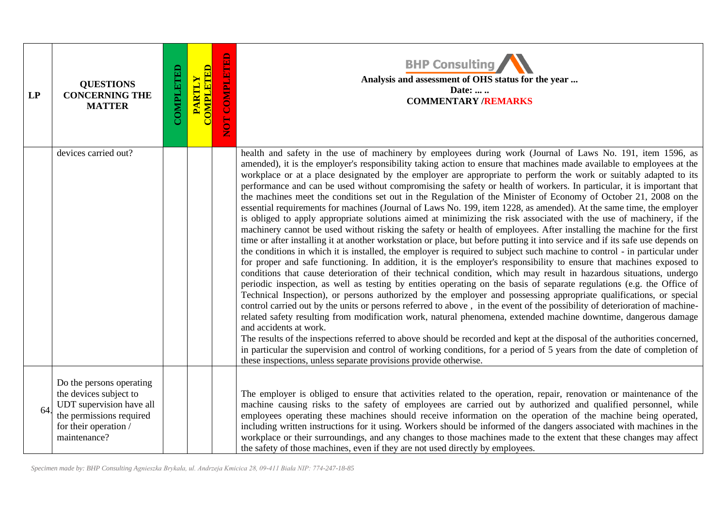| LP | QUESTIONS CONCERNING THE MATTER | COMPLETED | PARTLY COMPLETED | NOT COMPLETED | BHP Consulting<br>**Analysis and assessment of OHS status for the year ...**<br>**Date: ... ..**<br>**COMMENTARY /REMARKS** |
|---|---|---|---|---|---|
| | devices carried out? | | | | health and safety in the use of machinery by employees during work (Journal of Laws No. 191, item 1596, as amended), it is the employer's responsibility taking action to ensure that machines made available to employees at the workplace or at a place designated by the employer are appropriate to perform the work or suitably adapted to its performance and can be used without compromising the safety or health of workers. In particular, it is important that the machines meet the conditions set out in the Regulation of the Minister of Economy of October 21, 2008 on the essential requirements for machines (Journal of Laws No. 199, item 1228, as amended). At the same time, the employer is obliged to apply appropriate solutions aimed at minimizing the risk associated with the use of machinery, if the machinery cannot be used without risking the safety or health of employees. After installing the machine for the first time or after installing it at another workstation or place, but before putting it into service and if its safe use depends on the conditions in which it is installed, the employer is required to subject such machine to control - in particular under for proper and safe functioning. In addition, it is the employer's responsibility to ensure that machines exposed to conditions that cause deterioration of their technical condition, which may result in hazardous situations, undergo periodic inspection, as well as testing by entities operating on the basis of separate regulations (e.g. the Office of Technical Inspection), or persons authorized by the employer and possessing appropriate qualifications, or special control carried out by the units or persons referred to above , in the event of the possibility of deterioration of machine-related safety resulting from modification work, natural phenomena, extended machine downtime, dangerous damage and accidents at work.<br>The results of the inspections referred to above should be recorded and kept at the disposal of the authorities concerned, in particular the supervision and control of working conditions, for a period of 5 years from the date of completion of these inspections, unless separate provisions provide otherwise. |
| 64. | Do the persons operating the devices subject to UDT supervision have all the permissions required for their operation / maintenance? | | | | The employer is obliged to ensure that activities related to the operation, repair, renovation or maintenance of the machine causing risks to the safety of employees are carried out by authorized and qualified personnel, while employees operating these machines should receive information on the operation of the machine being operated, including written instructions for it using. Workers should be informed of the dangers associated with machines in the workplace or their surroundings, and any changes to those machines made to the extent that these changes may affect the safety of those machines, even if they are not used directly by employees. |

*Specimen made by: BHP Consulting Agnieszka Brykała, ul. Andrzeja Kmicica 28, 09-411 Biała NIP: 774-247-18-85*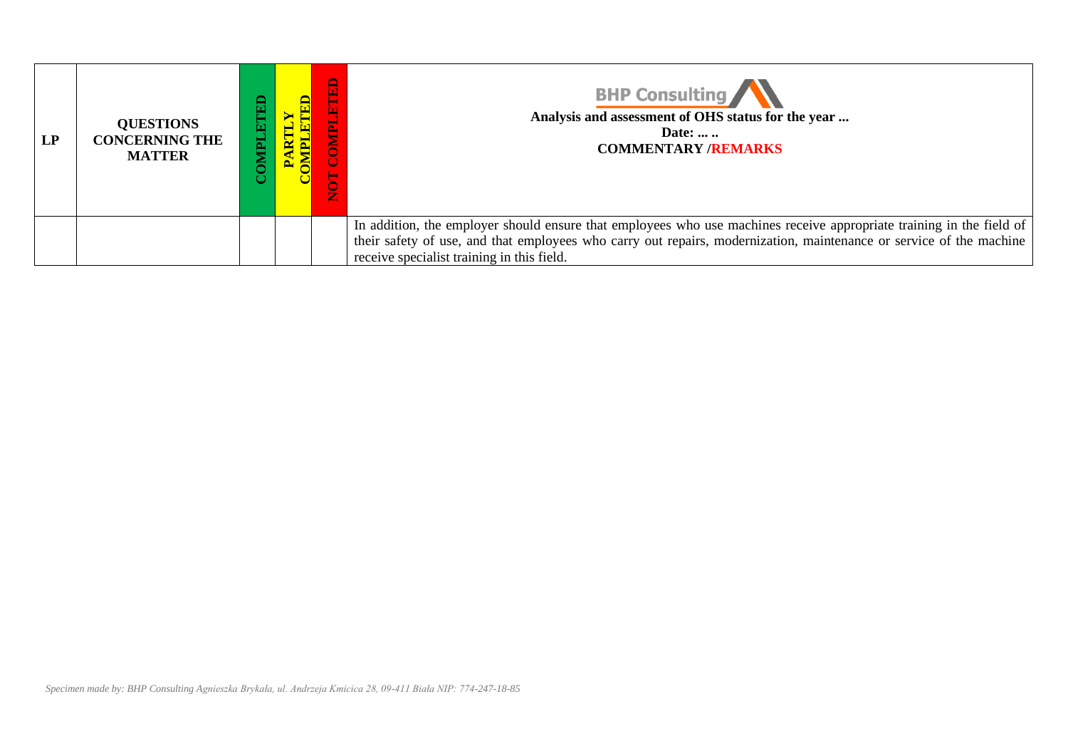| LP | QUESTIONS CONCERNING THE MATTER | COMPLETED | PARTLY COMPLETED | NOT COMPLETED | BHP Consulting<br>**Analysis and assessment of OHS status for the year ...**<br>**Date: ... ..**<br>**COMMENTARY /REMARKS** |
|---|---|---|---|---|---|
| | | | | | In addition, the employer should ensure that employees who use machines receive appropriate training in the field of their safety of use, and that employees who carry out repairs, modernization, maintenance or service of the machine receive specialist training in this field. |

*Specimen made by: BHP Consulting Agnieszka Brykała, ul. Andrzeja Kmicica 28, 09-411 Biała NIP: 774-247-18-85*